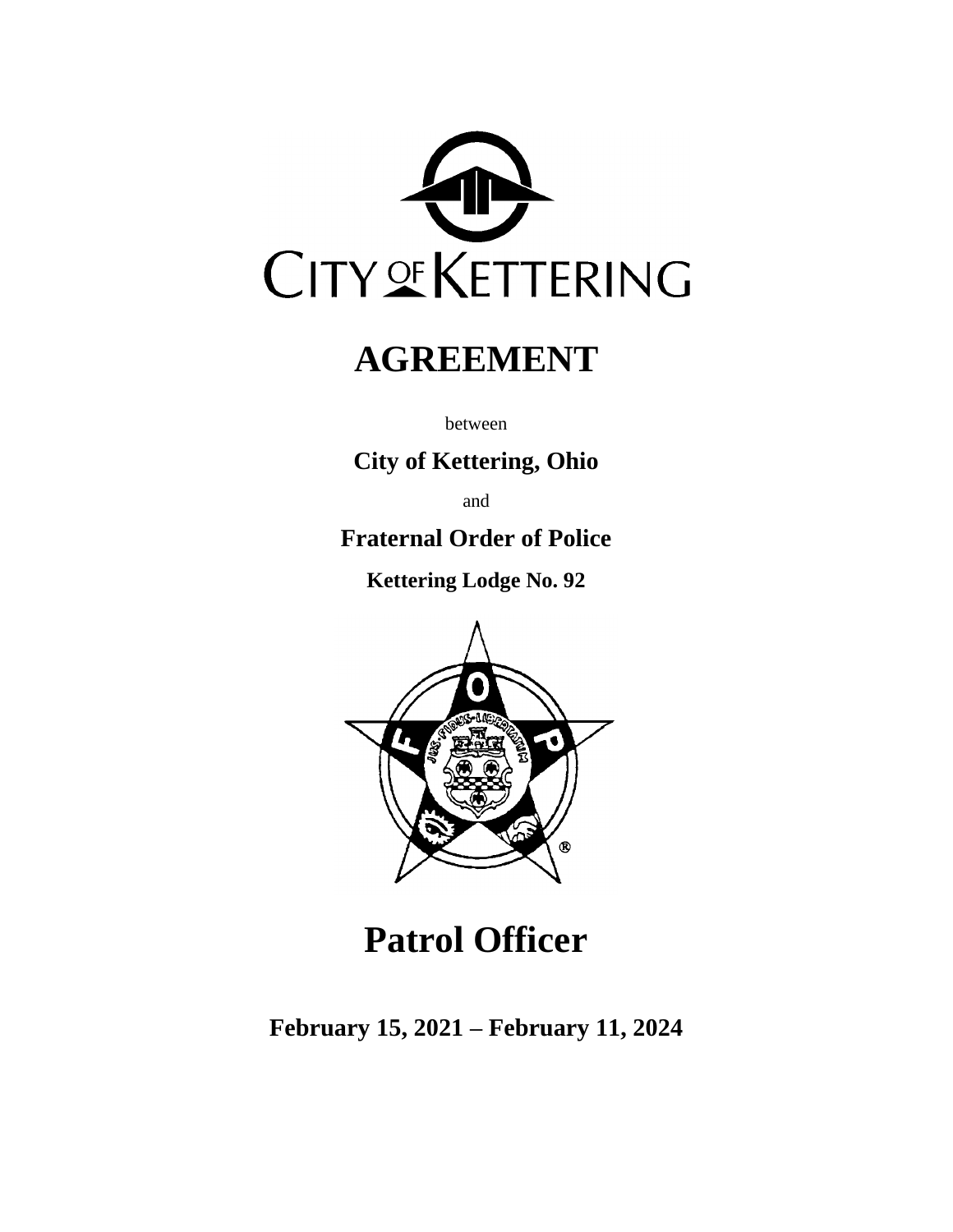CITY OF KETTERING

# AGREEMENT

between

**City of Kettering, Ohio**

and

**Fraternal Order of Police**

**Kettering Lodge No. 92**

# Patrol Officer

**February 15, 2021 – February 11, 2024**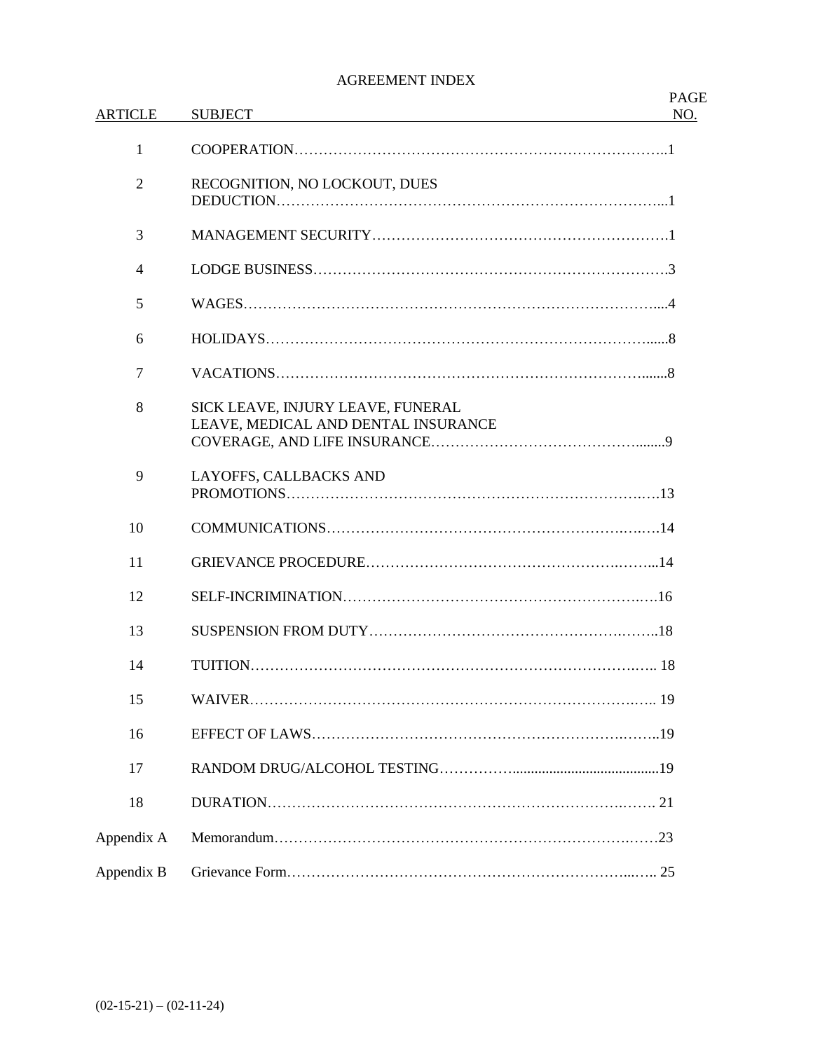# AGREEMENT INDEX

| ARTICLE | SUBJECT | PAGE NO. |
|---|---|---|
| 1 | COOPERATION | 1 |
| 2 | RECOGNITION, NO LOCKOUT, DUES DEDUCTION | 1 |
| 3 | MANAGEMENT SECURITY | 1 |
| 4 | LODGE BUSINESS | 3 |
| 5 | WAGES | 4 |
| 6 | HOLIDAYS | 8 |
| 7 | VACATIONS | 8 |
| 8 | SICK LEAVE, INJURY LEAVE, FUNERAL LEAVE, MEDICAL AND DENTAL INSURANCE COVERAGE, AND LIFE INSURANCE | 9 |
| 9 | LAYOFFS, CALLBACKS AND PROMOTIONS | 13 |
| 10 | COMMUNICATIONS | 14 |
| 11 | GRIEVANCE PROCEDURE | 14 |
| 12 | SELF-INCRIMINATION | 16 |
| 13 | SUSPENSION FROM DUTY | 18 |
| 14 | TUITION | 18 |
| 15 | WAIVER | 19 |
| 16 | EFFECT OF LAWS | 19 |
| 17 | RANDOM DRUG/ALCOHOL TESTING | 19 |
| 18 | DURATION | 21 |
| Appendix A | Memorandum | 23 |
| Appendix B | Grievance Form | 25 |

(02-15-21) – (02-11-24)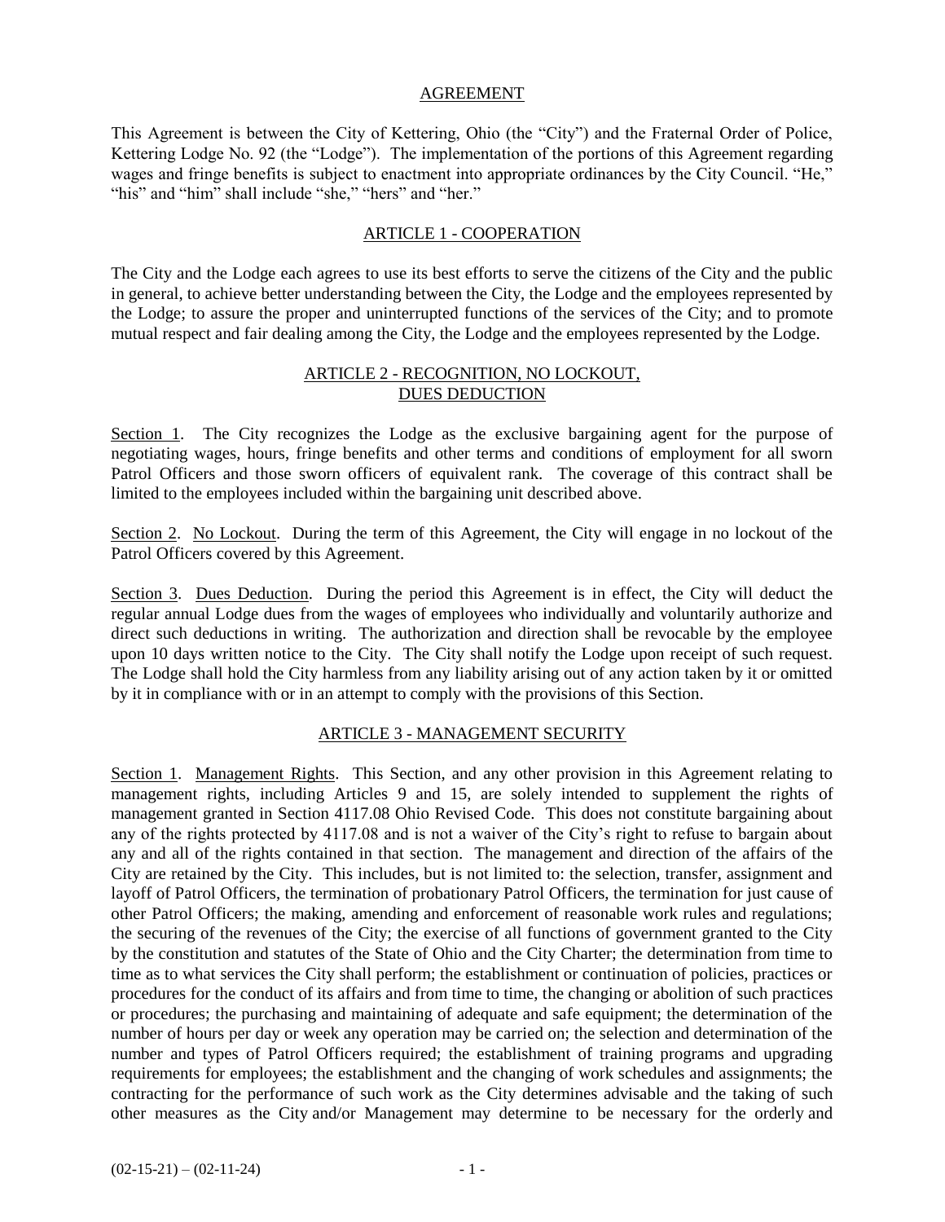# AGREEMENT

This Agreement is between the City of Kettering, Ohio (the "City") and the Fraternal Order of Police, Kettering Lodge No. 92 (the "Lodge"). The implementation of the portions of this Agreement regarding wages and fringe benefits is subject to enactment into appropriate ordinances by the City Council. "He," "his" and "him" shall include "she," "hers" and "her."

## ARTICLE 1 - COOPERATION

The City and the Lodge each agrees to use its best efforts to serve the citizens of the City and the public in general, to achieve better understanding between the City, the Lodge and the employees represented by the Lodge; to assure the proper and uninterrupted functions of the services of the City; and to promote mutual respect and fair dealing among the City, the Lodge and the employees represented by the Lodge.

## ARTICLE 2 - RECOGNITION, NO LOCKOUT, DUES DEDUCTION

Section 1. The City recognizes the Lodge as the exclusive bargaining agent for the purpose of negotiating wages, hours, fringe benefits and other terms and conditions of employment for all sworn Patrol Officers and those sworn officers of equivalent rank. The coverage of this contract shall be limited to the employees included within the bargaining unit described above.

Section 2. No Lockout. During the term of this Agreement, the City will engage in no lockout of the Patrol Officers covered by this Agreement.

Section 3. Dues Deduction. During the period this Agreement is in effect, the City will deduct the regular annual Lodge dues from the wages of employees who individually and voluntarily authorize and direct such deductions in writing. The authorization and direction shall be revocable by the employee upon 10 days written notice to the City. The City shall notify the Lodge upon receipt of such request. The Lodge shall hold the City harmless from any liability arising out of any action taken by it or omitted by it in compliance with or in an attempt to comply with the provisions of this Section.

## ARTICLE 3 - MANAGEMENT SECURITY

Section 1. Management Rights. This Section, and any other provision in this Agreement relating to management rights, including Articles 9 and 15, are solely intended to supplement the rights of management granted in Section 4117.08 Ohio Revised Code. This does not constitute bargaining about any of the rights protected by 4117.08 and is not a waiver of the City's right to refuse to bargain about any and all of the rights contained in that section. The management and direction of the affairs of the City are retained by the City. This includes, but is not limited to: the selection, transfer, assignment and layoff of Patrol Officers, the termination of probationary Patrol Officers, the termination for just cause of other Patrol Officers; the making, amending and enforcement of reasonable work rules and regulations; the securing of the revenues of the City; the exercise of all functions of government granted to the City by the constitution and statutes of the State of Ohio and the City Charter; the determination from time to time as to what services the City shall perform; the establishment or continuation of policies, practices or procedures for the conduct of its affairs and from time to time, the changing or abolition of such practices or procedures; the purchasing and maintaining of adequate and safe equipment; the determination of the number of hours per day or week any operation may be carried on; the selection and determination of the number and types of Patrol Officers required; the establishment of training programs and upgrading requirements for employees; the establishment and the changing of work schedules and assignments; the contracting for the performance of such work as the City determines advisable and the taking of such other measures as the City and/or Management may determine to be necessary for the orderly and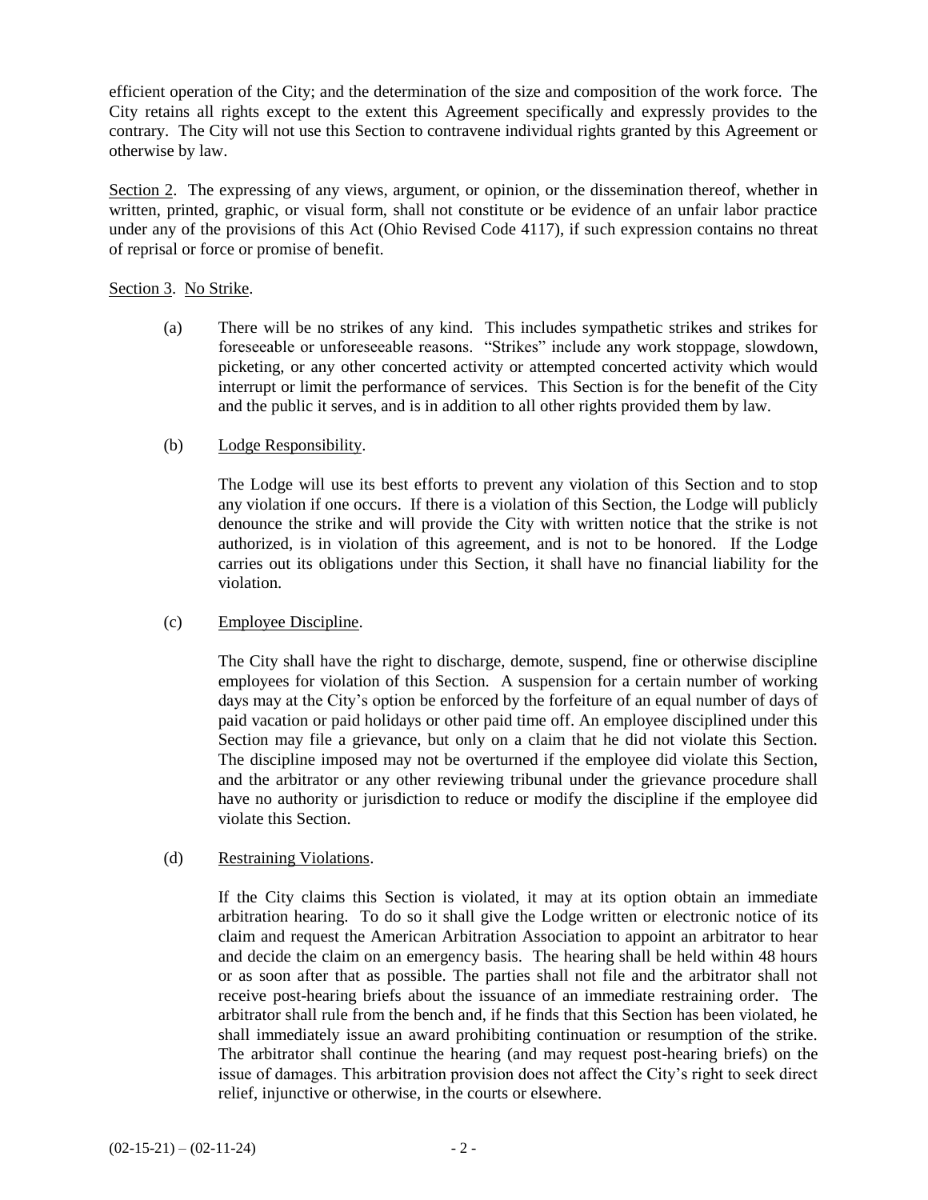efficient operation of the City; and the determination of the size and composition of the work force. The City retains all rights except to the extent this Agreement specifically and expressly provides to the contrary. The City will not use this Section to contravene individual rights granted by this Agreement or otherwise by law.

Section 2. The expressing of any views, argument, or opinion, or the dissemination thereof, whether in written, printed, graphic, or visual form, shall not constitute or be evidence of an unfair labor practice under any of the provisions of this Act (Ohio Revised Code 4117), if such expression contains no threat of reprisal or force or promise of benefit.

Section 3. No Strike.

(a) There will be no strikes of any kind. This includes sympathetic strikes and strikes for foreseeable or unforeseeable reasons. "Strikes" include any work stoppage, slowdown, picketing, or any other concerted activity or attempted concerted activity which would interrupt or limit the performance of services. This Section is for the benefit of the City and the public it serves, and is in addition to all other rights provided them by law.

(b) Lodge Responsibility.

The Lodge will use its best efforts to prevent any violation of this Section and to stop any violation if one occurs. If there is a violation of this Section, the Lodge will publicly denounce the strike and will provide the City with written notice that the strike is not authorized, is in violation of this agreement, and is not to be honored. If the Lodge carries out its obligations under this Section, it shall have no financial liability for the violation.

(c) Employee Discipline.

The City shall have the right to discharge, demote, suspend, fine or otherwise discipline employees for violation of this Section. A suspension for a certain number of working days may at the City's option be enforced by the forfeiture of an equal number of days of paid vacation or paid holidays or other paid time off. An employee disciplined under this Section may file a grievance, but only on a claim that he did not violate this Section. The discipline imposed may not be overturned if the employee did violate this Section, and the arbitrator or any other reviewing tribunal under the grievance procedure shall have no authority or jurisdiction to reduce or modify the discipline if the employee did violate this Section.

(d) Restraining Violations.

If the City claims this Section is violated, it may at its option obtain an immediate arbitration hearing. To do so it shall give the Lodge written or electronic notice of its claim and request the American Arbitration Association to appoint an arbitrator to hear and decide the claim on an emergency basis. The hearing shall be held within 48 hours or as soon after that as possible. The parties shall not file and the arbitrator shall not receive post-hearing briefs about the issuance of an immediate restraining order. The arbitrator shall rule from the bench and, if he finds that this Section has been violated, he shall immediately issue an award prohibiting continuation or resumption of the strike. The arbitrator shall continue the hearing (and may request post-hearing briefs) on the issue of damages. This arbitration provision does not affect the City's right to seek direct relief, injunctive or otherwise, in the courts or elsewhere.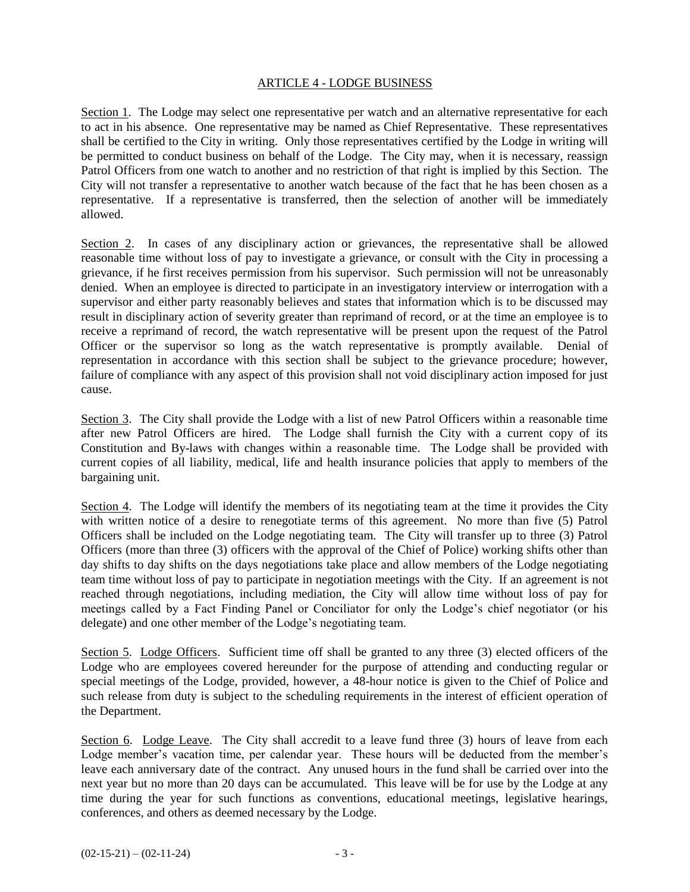## ARTICLE 4 - LODGE BUSINESS

Section 1. The Lodge may select one representative per watch and an alternative representative for each to act in his absence. One representative may be named as Chief Representative. These representatives shall be certified to the City in writing. Only those representatives certified by the Lodge in writing will be permitted to conduct business on behalf of the Lodge. The City may, when it is necessary, reassign Patrol Officers from one watch to another and no restriction of that right is implied by this Section. The City will not transfer a representative to another watch because of the fact that he has been chosen as a representative. If a representative is transferred, then the selection of another will be immediately allowed.

Section 2. In cases of any disciplinary action or grievances, the representative shall be allowed reasonable time without loss of pay to investigate a grievance, or consult with the City in processing a grievance, if he first receives permission from his supervisor. Such permission will not be unreasonably denied. When an employee is directed to participate in an investigatory interview or interrogation with a supervisor and either party reasonably believes and states that information which is to be discussed may result in disciplinary action of severity greater than reprimand of record, or at the time an employee is to receive a reprimand of record, the watch representative will be present upon the request of the Patrol Officer or the supervisor so long as the watch representative is promptly available. Denial of representation in accordance with this section shall be subject to the grievance procedure; however, failure of compliance with any aspect of this provision shall not void disciplinary action imposed for just cause.

Section 3. The City shall provide the Lodge with a list of new Patrol Officers within a reasonable time after new Patrol Officers are hired. The Lodge shall furnish the City with a current copy of its Constitution and By-laws with changes within a reasonable time. The Lodge shall be provided with current copies of all liability, medical, life and health insurance policies that apply to members of the bargaining unit.

Section 4. The Lodge will identify the members of its negotiating team at the time it provides the City with written notice of a desire to renegotiate terms of this agreement. No more than five (5) Patrol Officers shall be included on the Lodge negotiating team. The City will transfer up to three (3) Patrol Officers (more than three (3) officers with the approval of the Chief of Police) working shifts other than day shifts to day shifts on the days negotiations take place and allow members of the Lodge negotiating team time without loss of pay to participate in negotiation meetings with the City. If an agreement is not reached through negotiations, including mediation, the City will allow time without loss of pay for meetings called by a Fact Finding Panel or Conciliator for only the Lodge's chief negotiator (or his delegate) and one other member of the Lodge's negotiating team.

Section 5. Lodge Officers. Sufficient time off shall be granted to any three (3) elected officers of the Lodge who are employees covered hereunder for the purpose of attending and conducting regular or special meetings of the Lodge, provided, however, a 48-hour notice is given to the Chief of Police and such release from duty is subject to the scheduling requirements in the interest of efficient operation of the Department.

Section 6. Lodge Leave. The City shall accredit to a leave fund three (3) hours of leave from each Lodge member's vacation time, per calendar year. These hours will be deducted from the member's leave each anniversary date of the contract. Any unused hours in the fund shall be carried over into the next year but no more than 20 days can be accumulated. This leave will be for use by the Lodge at any time during the year for such functions as conventions, educational meetings, legislative hearings, conferences, and others as deemed necessary by the Lodge.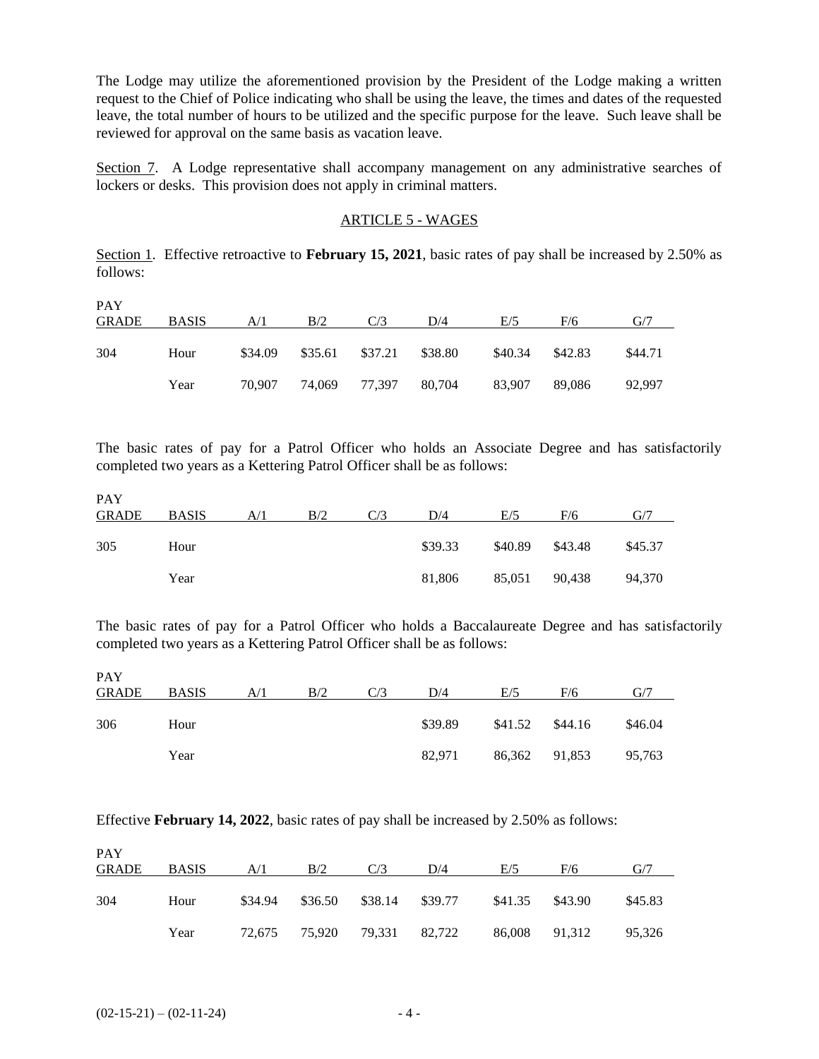The Lodge may utilize the aforementioned provision by the President of the Lodge making a written request to the Chief of Police indicating who shall be using the leave, the times and dates of the requested leave, the total number of hours to be utilized and the specific purpose for the leave. Such leave shall be reviewed for approval on the same basis as vacation leave.

Section 7. A Lodge representative shall accompany management on any administrative searches of lockers or desks. This provision does not apply in criminal matters.

## ARTICLE 5 - WAGES

Section 1. Effective retroactive to **February 15, 2021**, basic rates of pay shall be increased by 2.50% as follows:

| PAY GRADE | BASIS | A/1 | B/2 | C/3 | D/4 | E/5 | F/6 | G/7 |
|---|---|---|---|---|---|---|---|---|
| 304 | Hour | $34.09 | $35.61 | $37.21 | $38.80 | $40.34 | $42.83 | $44.71 |
| | Year | 70,907 | 74,069 | 77,397 | 80,704 | 83,907 | 89,086 | 92,997 |

The basic rates of pay for a Patrol Officer who holds an Associate Degree and has satisfactorily completed two years as a Kettering Patrol Officer shall be as follows:

| PAY GRADE | BASIS | A/1 | B/2 | C/3 | D/4 | E/5 | F/6 | G/7 |
|---|---|---|---|---|---|---|---|---|
| 305 | Hour | | | | $39.33 | $40.89 | $43.48 | $45.37 |
| | Year | | | | 81,806 | 85,051 | 90,438 | 94,370 |

The basic rates of pay for a Patrol Officer who holds a Baccalaureate Degree and has satisfactorily completed two years as a Kettering Patrol Officer shall be as follows:

| PAY GRADE | BASIS | A/1 | B/2 | C/3 | D/4 | E/5 | F/6 | G/7 |
|---|---|---|---|---|---|---|---|---|
| 306 | Hour | | | | $39.89 | $41.52 | $44.16 | $46.04 |
| | Year | | | | 82,971 | 86,362 | 91,853 | 95,763 |

Effective **February 14, 2022**, basic rates of pay shall be increased by 2.50% as follows:

| PAY GRADE | BASIS | A/1 | B/2 | C/3 | D/4 | E/5 | F/6 | G/7 |
|---|---|---|---|---|---|---|---|---|
| 304 | Hour | $34.94 | $36.50 | $38.14 | $39.77 | $41.35 | $43.90 | $45.83 |
| | Year | 72,675 | 75,920 | 79,331 | 82,722 | 86,008 | 91,312 | 95,326 |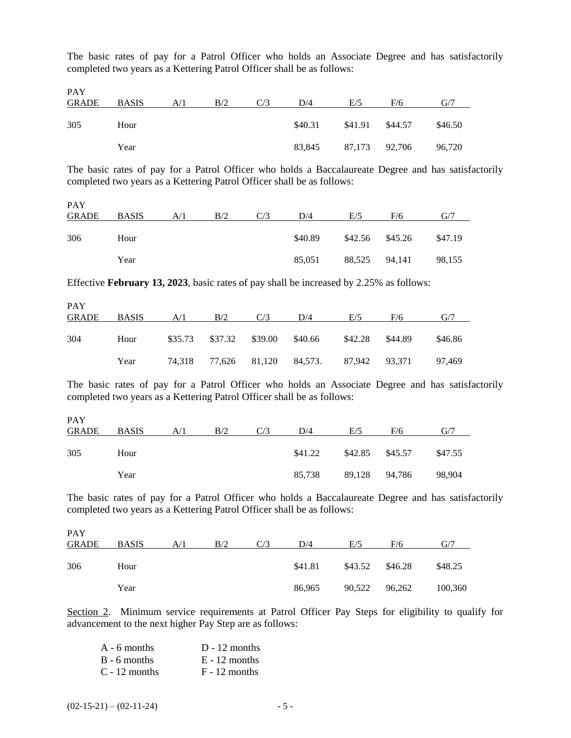The basic rates of pay for a Patrol Officer who holds an Associate Degree and has satisfactorily completed two years as a Kettering Patrol Officer shall be as follows:

| PAY GRADE | BASIS | A/1 | B/2 | C/3 | D/4 | E/5 | F/6 | G/7 |
|---|---|---|---|---|---|---|---|---|
| 305 | Hour | | | | $40.31 | $41.91 | $44.57 | $46.50 |
| | Year | | | | 83,845 | 87,173 | 92,706 | 96,720 |

The basic rates of pay for a Patrol Officer who holds a Baccalaureate Degree and has satisfactorily completed two years as a Kettering Patrol Officer shall be as follows:

| PAY GRADE | BASIS | A/1 | B/2 | C/3 | D/4 | E/5 | F/6 | G/7 |
|---|---|---|---|---|---|---|---|---|
| 306 | Hour | | | | $40.89 | $42.56 | $45.26 | $47.19 |
| | Year | | | | 85,051 | 88,525 | 94,141 | 98,155 |

Effective **February 13, 2023**, basic rates of pay shall be increased by 2.25% as follows:

| PAY GRADE | BASIS | A/1 | B/2 | C/3 | D/4 | E/5 | F/6 | G/7 |
|---|---|---|---|---|---|---|---|---|
| 304 | Hour | $35.73 | $37.32 | $39.00 | $40.66 | $42.28 | $44.89 | $46.86 |
| | Year | 74,318 | 77,626 | 81,120 | 84,573. | 87,942 | 93,371 | 97,469 |

The basic rates of pay for a Patrol Officer who holds an Associate Degree and has satisfactorily completed two years as a Kettering Patrol Officer shall be as follows:

| PAY GRADE | BASIS | A/1 | B/2 | C/3 | D/4 | E/5 | F/6 | G/7 |
|---|---|---|---|---|---|---|---|---|
| 305 | Hour | | | | $41.22 | $42.85 | $45.57 | $47.55 |
| | Year | | | | 85,738 | 89,128 | 94,786 | 98,904 |

The basic rates of pay for a Patrol Officer who holds a Baccalaureate Degree and has satisfactorily completed two years as a Kettering Patrol Officer shall be as follows:

| PAY GRADE | BASIS | A/1 | B/2 | C/3 | D/4 | E/5 | F/6 | G/7 |
|---|---|---|---|---|---|---|---|---|
| 306 | Hour | | | | $41.81 | $43.52 | $46.28 | $48.25 |
| | Year | | | | 86,965 | 90,522 | 96,262 | 100,360 |

Section 2. Minimum service requirements at Patrol Officer Pay Steps for eligibility to qualify for advancement to the next higher Pay Step are as follows:

| | |
|---|---|
| A - 6 months | D - 12 months |
| B - 6 months | E - 12 months |
| C - 12 months | F - 12 months |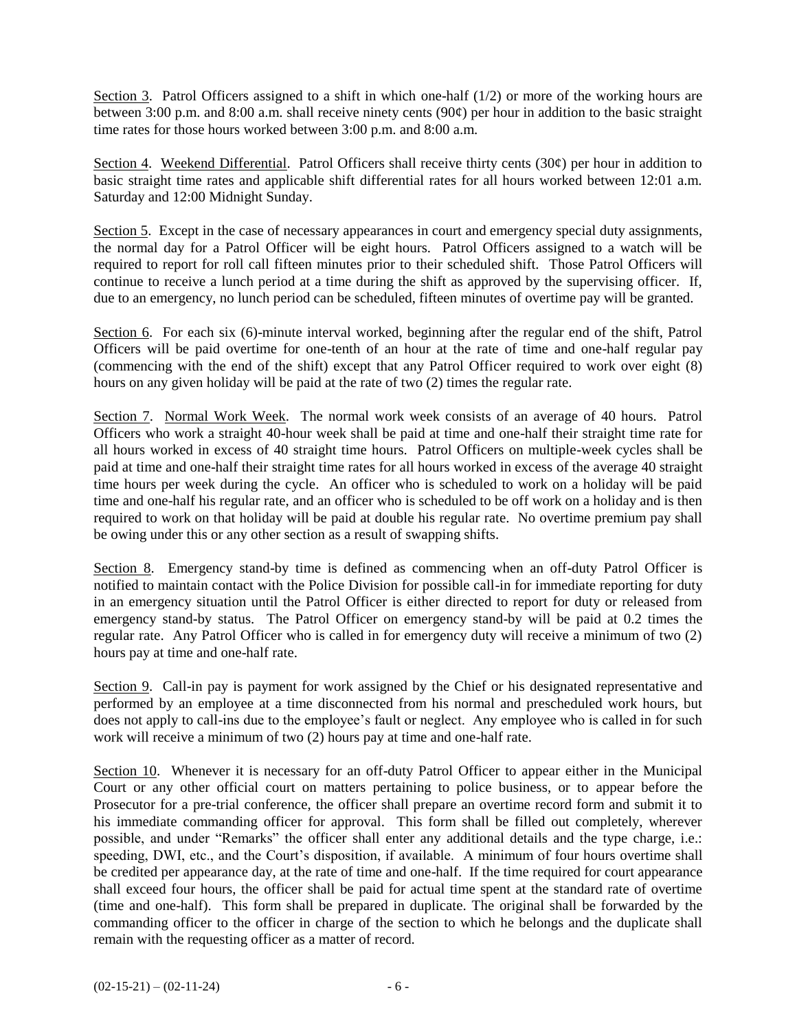Section 3. Patrol Officers assigned to a shift in which one-half (1/2) or more of the working hours are between 3:00 p.m. and 8:00 a.m. shall receive ninety cents (90¢) per hour in addition to the basic straight time rates for those hours worked between 3:00 p.m. and 8:00 a.m.

Section 4. Weekend Differential. Patrol Officers shall receive thirty cents (30¢) per hour in addition to basic straight time rates and applicable shift differential rates for all hours worked between 12:01 a.m. Saturday and 12:00 Midnight Sunday.

Section 5. Except in the case of necessary appearances in court and emergency special duty assignments, the normal day for a Patrol Officer will be eight hours. Patrol Officers assigned to a watch will be required to report for roll call fifteen minutes prior to their scheduled shift. Those Patrol Officers will continue to receive a lunch period at a time during the shift as approved by the supervising officer. If, due to an emergency, no lunch period can be scheduled, fifteen minutes of overtime pay will be granted.

Section 6. For each six (6)-minute interval worked, beginning after the regular end of the shift, Patrol Officers will be paid overtime for one-tenth of an hour at the rate of time and one-half regular pay (commencing with the end of the shift) except that any Patrol Officer required to work over eight (8) hours on any given holiday will be paid at the rate of two (2) times the regular rate.

Section 7. Normal Work Week. The normal work week consists of an average of 40 hours. Patrol Officers who work a straight 40-hour week shall be paid at time and one-half their straight time rate for all hours worked in excess of 40 straight time hours. Patrol Officers on multiple-week cycles shall be paid at time and one-half their straight time rates for all hours worked in excess of the average 40 straight time hours per week during the cycle. An officer who is scheduled to work on a holiday will be paid time and one-half his regular rate, and an officer who is scheduled to be off work on a holiday and is then required to work on that holiday will be paid at double his regular rate. No overtime premium pay shall be owing under this or any other section as a result of swapping shifts.

Section 8. Emergency stand-by time is defined as commencing when an off-duty Patrol Officer is notified to maintain contact with the Police Division for possible call-in for immediate reporting for duty in an emergency situation until the Patrol Officer is either directed to report for duty or released from emergency stand-by status. The Patrol Officer on emergency stand-by will be paid at 0.2 times the regular rate. Any Patrol Officer who is called in for emergency duty will receive a minimum of two (2) hours pay at time and one-half rate.

Section 9. Call-in pay is payment for work assigned by the Chief or his designated representative and performed by an employee at a time disconnected from his normal and prescheduled work hours, but does not apply to call-ins due to the employee's fault or neglect. Any employee who is called in for such work will receive a minimum of two (2) hours pay at time and one-half rate.

Section 10. Whenever it is necessary for an off-duty Patrol Officer to appear either in the Municipal Court or any other official court on matters pertaining to police business, or to appear before the Prosecutor for a pre-trial conference, the officer shall prepare an overtime record form and submit it to his immediate commanding officer for approval. This form shall be filled out completely, wherever possible, and under "Remarks" the officer shall enter any additional details and the type charge, i.e.: speeding, DWI, etc., and the Court's disposition, if available. A minimum of four hours overtime shall be credited per appearance day, at the rate of time and one-half. If the time required for court appearance shall exceed four hours, the officer shall be paid for actual time spent at the standard rate of overtime (time and one-half). This form shall be prepared in duplicate. The original shall be forwarded by the commanding officer to the officer in charge of the section to which he belongs and the duplicate shall remain with the requesting officer as a matter of record.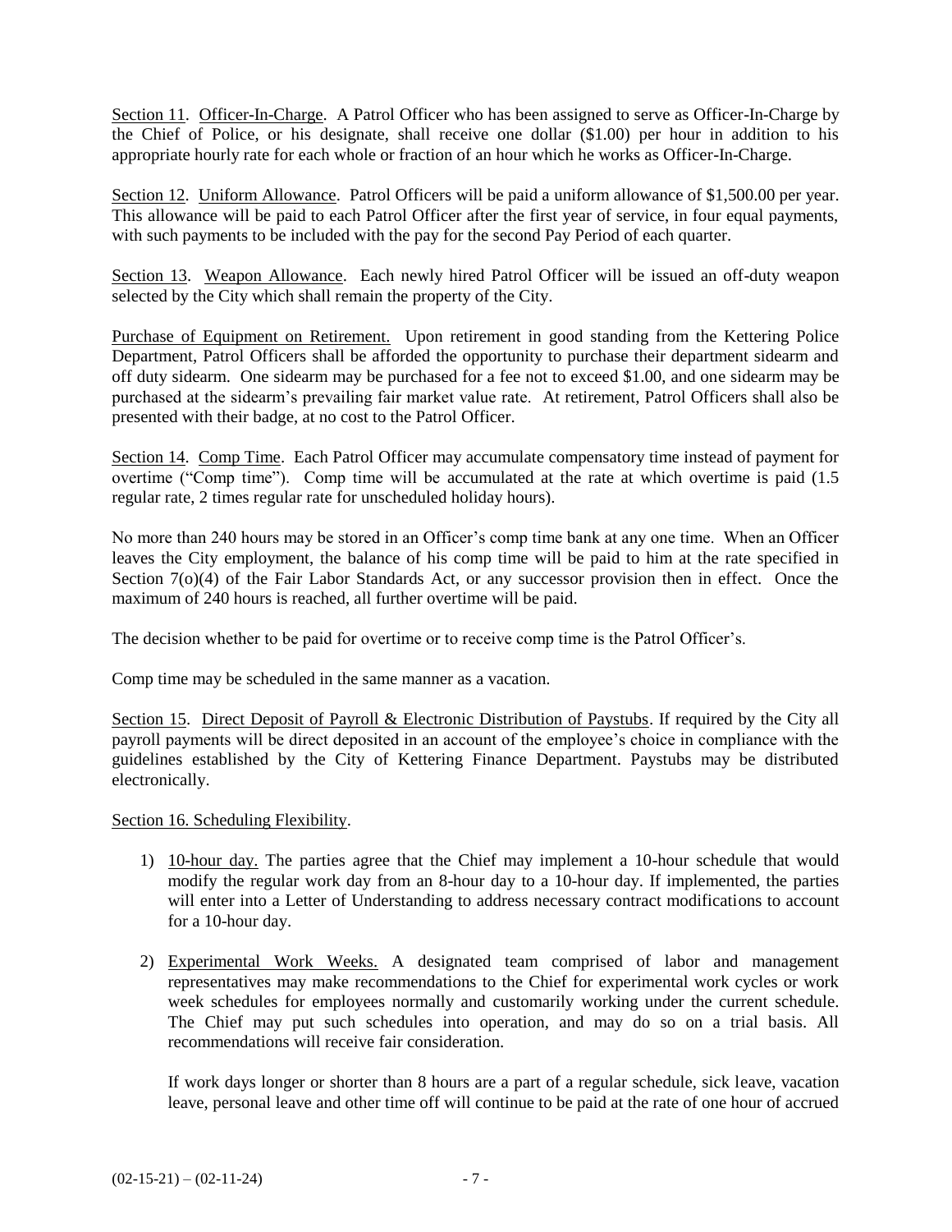Section 11. Officer-In-Charge. A Patrol Officer who has been assigned to serve as Officer-In-Charge by the Chief of Police, or his designate, shall receive one dollar ($1.00) per hour in addition to his appropriate hourly rate for each whole or fraction of an hour which he works as Officer-In-Charge.

Section 12. Uniform Allowance. Patrol Officers will be paid a uniform allowance of $1,500.00 per year. This allowance will be paid to each Patrol Officer after the first year of service, in four equal payments, with such payments to be included with the pay for the second Pay Period of each quarter.

Section 13. Weapon Allowance. Each newly hired Patrol Officer will be issued an off-duty weapon selected by the City which shall remain the property of the City.

Purchase of Equipment on Retirement. Upon retirement in good standing from the Kettering Police Department, Patrol Officers shall be afforded the opportunity to purchase their department sidearm and off duty sidearm. One sidearm may be purchased for a fee not to exceed $1.00, and one sidearm may be purchased at the sidearm's prevailing fair market value rate. At retirement, Patrol Officers shall also be presented with their badge, at no cost to the Patrol Officer.

Section 14. Comp Time. Each Patrol Officer may accumulate compensatory time instead of payment for overtime ("Comp time"). Comp time will be accumulated at the rate at which overtime is paid (1.5 regular rate, 2 times regular rate for unscheduled holiday hours).

No more than 240 hours may be stored in an Officer's comp time bank at any one time. When an Officer leaves the City employment, the balance of his comp time will be paid to him at the rate specified in Section 7(o)(4) of the Fair Labor Standards Act, or any successor provision then in effect. Once the maximum of 240 hours is reached, all further overtime will be paid.

The decision whether to be paid for overtime or to receive comp time is the Patrol Officer's.

Comp time may be scheduled in the same manner as a vacation.

Section 15. Direct Deposit of Payroll & Electronic Distribution of Paystubs. If required by the City all payroll payments will be direct deposited in an account of the employee's choice in compliance with the guidelines established by the City of Kettering Finance Department. Paystubs may be distributed electronically.

Section 16. Scheduling Flexibility.

1) 10-hour day. The parties agree that the Chief may implement a 10-hour schedule that would modify the regular work day from an 8-hour day to a 10-hour day. If implemented, the parties will enter into a Letter of Understanding to address necessary contract modifications to account for a 10-hour day.

2) Experimental Work Weeks. A designated team comprised of labor and management representatives may make recommendations to the Chief for experimental work cycles or work week schedules for employees normally and customarily working under the current schedule. The Chief may put such schedules into operation, and may do so on a trial basis. All recommendations will receive fair consideration.

   If work days longer or shorter than 8 hours are a part of a regular schedule, sick leave, vacation leave, personal leave and other time off will continue to be paid at the rate of one hour of accrued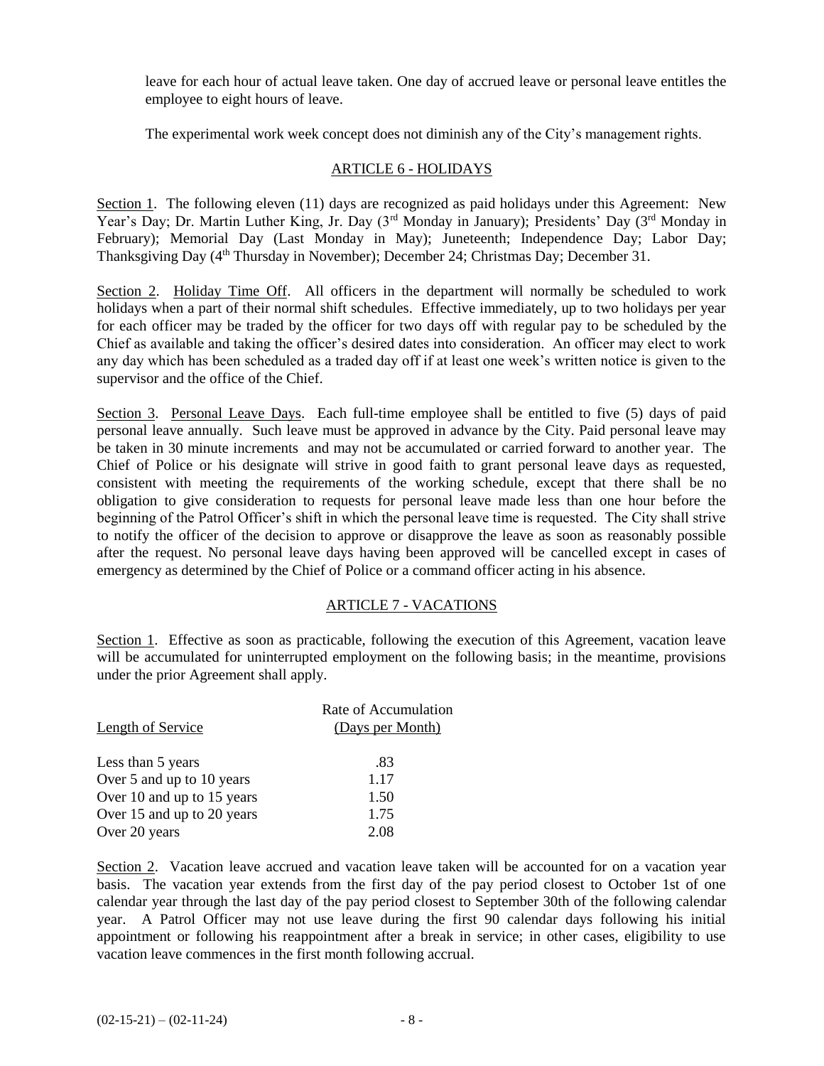leave for each hour of actual leave taken. One day of accrued leave or personal leave entitles the employee to eight hours of leave.

The experimental work week concept does not diminish any of the City's management rights.

## ARTICLE 6 - HOLIDAYS

Section 1. The following eleven (11) days are recognized as paid holidays under this Agreement: New Year's Day; Dr. Martin Luther King, Jr. Day (3rd Monday in January); Presidents' Day (3rd Monday in February); Memorial Day (Last Monday in May); Juneteenth; Independence Day; Labor Day; Thanksgiving Day (4th Thursday in November); December 24; Christmas Day; December 31.

Section 2. Holiday Time Off. All officers in the department will normally be scheduled to work holidays when a part of their normal shift schedules. Effective immediately, up to two holidays per year for each officer may be traded by the officer for two days off with regular pay to be scheduled by the Chief as available and taking the officer's desired dates into consideration. An officer may elect to work any day which has been scheduled as a traded day off if at least one week's written notice is given to the supervisor and the office of the Chief.

Section 3. Personal Leave Days. Each full-time employee shall be entitled to five (5) days of paid personal leave annually. Such leave must be approved in advance by the City. Paid personal leave may be taken in 30 minute increments and may not be accumulated or carried forward to another year. The Chief of Police or his designate will strive in good faith to grant personal leave days as requested, consistent with meeting the requirements of the working schedule, except that there shall be no obligation to give consideration to requests for personal leave made less than one hour before the beginning of the Patrol Officer's shift in which the personal leave time is requested. The City shall strive to notify the officer of the decision to approve or disapprove the leave as soon as reasonably possible after the request. No personal leave days having been approved will be cancelled except in cases of emergency as determined by the Chief of Police or a command officer acting in his absence.

## ARTICLE 7 - VACATIONS

Section 1. Effective as soon as practicable, following the execution of this Agreement, vacation leave will be accumulated for uninterrupted employment on the following basis; in the meantime, provisions under the prior Agreement shall apply.

| Length of Service | Rate of Accumulation (Days per Month) |
|---|---|
| Less than 5 years | .83 |
| Over 5 and up to 10 years | 1.17 |
| Over 10 and up to 15 years | 1.50 |
| Over 15 and up to 20 years | 1.75 |
| Over 20 years | 2.08 |

Section 2. Vacation leave accrued and vacation leave taken will be accounted for on a vacation year basis. The vacation year extends from the first day of the pay period closest to October 1st of one calendar year through the last day of the pay period closest to September 30th of the following calendar year. A Patrol Officer may not use leave during the first 90 calendar days following his initial appointment or following his reappointment after a break in service; in other cases, eligibility to use vacation leave commences in the first month following accrual.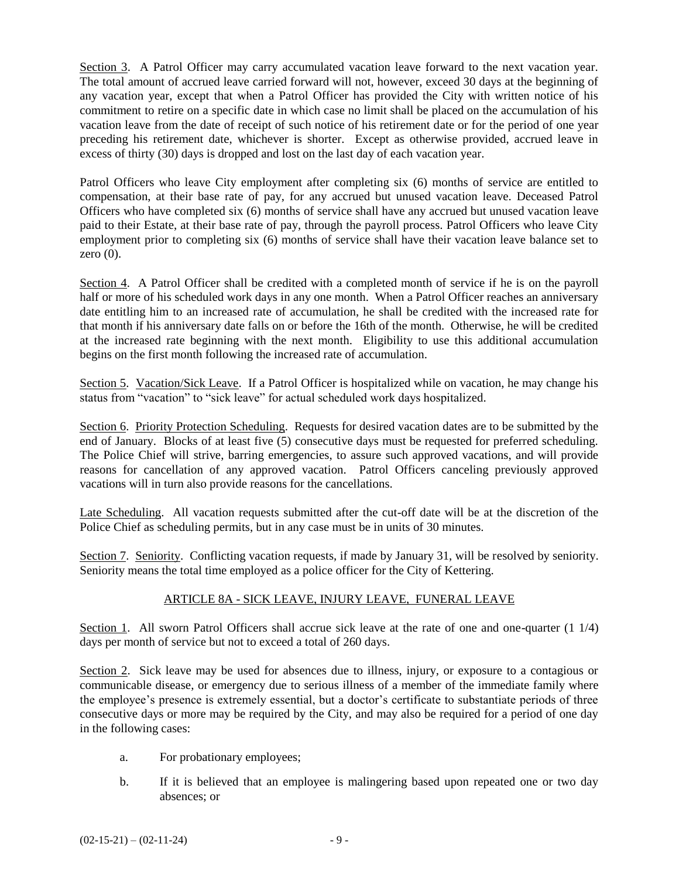Section 3. A Patrol Officer may carry accumulated vacation leave forward to the next vacation year. The total amount of accrued leave carried forward will not, however, exceed 30 days at the beginning of any vacation year, except that when a Patrol Officer has provided the City with written notice of his commitment to retire on a specific date in which case no limit shall be placed on the accumulation of his vacation leave from the date of receipt of such notice of his retirement date or for the period of one year preceding his retirement date, whichever is shorter. Except as otherwise provided, accrued leave in excess of thirty (30) days is dropped and lost on the last day of each vacation year.

Patrol Officers who leave City employment after completing six (6) months of service are entitled to compensation, at their base rate of pay, for any accrued but unused vacation leave. Deceased Patrol Officers who have completed six (6) months of service shall have any accrued but unused vacation leave paid to their Estate, at their base rate of pay, through the payroll process. Patrol Officers who leave City employment prior to completing six (6) months of service shall have their vacation leave balance set to zero (0).

Section 4. A Patrol Officer shall be credited with a completed month of service if he is on the payroll half or more of his scheduled work days in any one month. When a Patrol Officer reaches an anniversary date entitling him to an increased rate of accumulation, he shall be credited with the increased rate for that month if his anniversary date falls on or before the 16th of the month. Otherwise, he will be credited at the increased rate beginning with the next month. Eligibility to use this additional accumulation begins on the first month following the increased rate of accumulation.

Section 5. Vacation/Sick Leave. If a Patrol Officer is hospitalized while on vacation, he may change his status from "vacation" to "sick leave" for actual scheduled work days hospitalized.

Section 6. Priority Protection Scheduling. Requests for desired vacation dates are to be submitted by the end of January. Blocks of at least five (5) consecutive days must be requested for preferred scheduling. The Police Chief will strive, barring emergencies, to assure such approved vacations, and will provide reasons for cancellation of any approved vacation. Patrol Officers canceling previously approved vacations will in turn also provide reasons for the cancellations.

Late Scheduling. All vacation requests submitted after the cut-off date will be at the discretion of the Police Chief as scheduling permits, but in any case must be in units of 30 minutes.

Section 7. Seniority. Conflicting vacation requests, if made by January 31, will be resolved by seniority. Seniority means the total time employed as a police officer for the City of Kettering.

## ARTICLE 8A - SICK LEAVE, INJURY LEAVE, FUNERAL LEAVE

Section 1. All sworn Patrol Officers shall accrue sick leave at the rate of one and one-quarter (1 1/4) days per month of service but not to exceed a total of 260 days.

Section 2. Sick leave may be used for absences due to illness, injury, or exposure to a contagious or communicable disease, or emergency due to serious illness of a member of the immediate family where the employee's presence is extremely essential, but a doctor's certificate to substantiate periods of three consecutive days or more may be required by the City, and may also be required for a period of one day in the following cases:

a. For probationary employees;

b. If it is believed that an employee is malingering based upon repeated one or two day absences; or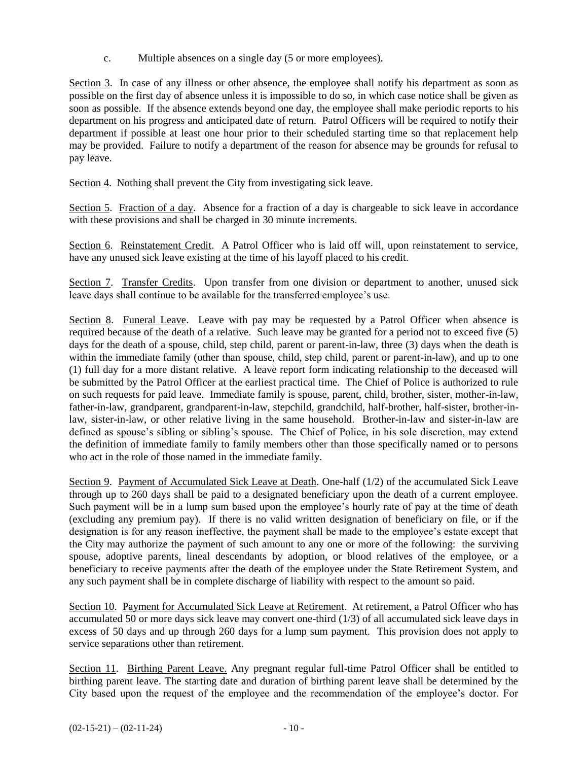c. Multiple absences on a single day (5 or more employees).

Section 3. In case of any illness or other absence, the employee shall notify his department as soon as possible on the first day of absence unless it is impossible to do so, in which case notice shall be given as soon as possible. If the absence extends beyond one day, the employee shall make periodic reports to his department on his progress and anticipated date of return. Patrol Officers will be required to notify their department if possible at least one hour prior to their scheduled starting time so that replacement help may be provided. Failure to notify a department of the reason for absence may be grounds for refusal to pay leave.

Section 4. Nothing shall prevent the City from investigating sick leave.

Section 5. Fraction of a day. Absence for a fraction of a day is chargeable to sick leave in accordance with these provisions and shall be charged in 30 minute increments.

Section 6. Reinstatement Credit. A Patrol Officer who is laid off will, upon reinstatement to service, have any unused sick leave existing at the time of his layoff placed to his credit.

Section 7. Transfer Credits. Upon transfer from one division or department to another, unused sick leave days shall continue to be available for the transferred employee's use.

Section 8. Funeral Leave. Leave with pay may be requested by a Patrol Officer when absence is required because of the death of a relative. Such leave may be granted for a period not to exceed five (5) days for the death of a spouse, child, step child, parent or parent-in-law, three (3) days when the death is within the immediate family (other than spouse, child, step child, parent or parent-in-law), and up to one (1) full day for a more distant relative. A leave report form indicating relationship to the deceased will be submitted by the Patrol Officer at the earliest practical time. The Chief of Police is authorized to rule on such requests for paid leave. Immediate family is spouse, parent, child, brother, sister, mother-in-law, father-in-law, grandparent, grandparent-in-law, stepchild, grandchild, half-brother, half-sister, brother-in-law, sister-in-law, or other relative living in the same household. Brother-in-law and sister-in-law are defined as spouse's sibling or sibling's spouse. The Chief of Police, in his sole discretion, may extend the definition of immediate family to family members other than those specifically named or to persons who act in the role of those named in the immediate family.

Section 9. Payment of Accumulated Sick Leave at Death. One-half (1/2) of the accumulated Sick Leave through up to 260 days shall be paid to a designated beneficiary upon the death of a current employee. Such payment will be in a lump sum based upon the employee's hourly rate of pay at the time of death (excluding any premium pay). If there is no valid written designation of beneficiary on file, or if the designation is for any reason ineffective, the payment shall be made to the employee's estate except that the City may authorize the payment of such amount to any one or more of the following: the surviving spouse, adoptive parents, lineal descendants by adoption, or blood relatives of the employee, or a beneficiary to receive payments after the death of the employee under the State Retirement System, and any such payment shall be in complete discharge of liability with respect to the amount so paid.

Section 10. Payment for Accumulated Sick Leave at Retirement. At retirement, a Patrol Officer who has accumulated 50 or more days sick leave may convert one-third (1/3) of all accumulated sick leave days in excess of 50 days and up through 260 days for a lump sum payment. This provision does not apply to service separations other than retirement.

Section 11. Birthing Parent Leave. Any pregnant regular full-time Patrol Officer shall be entitled to birthing parent leave. The starting date and duration of birthing parent leave shall be determined by the City based upon the request of the employee and the recommendation of the employee's doctor. For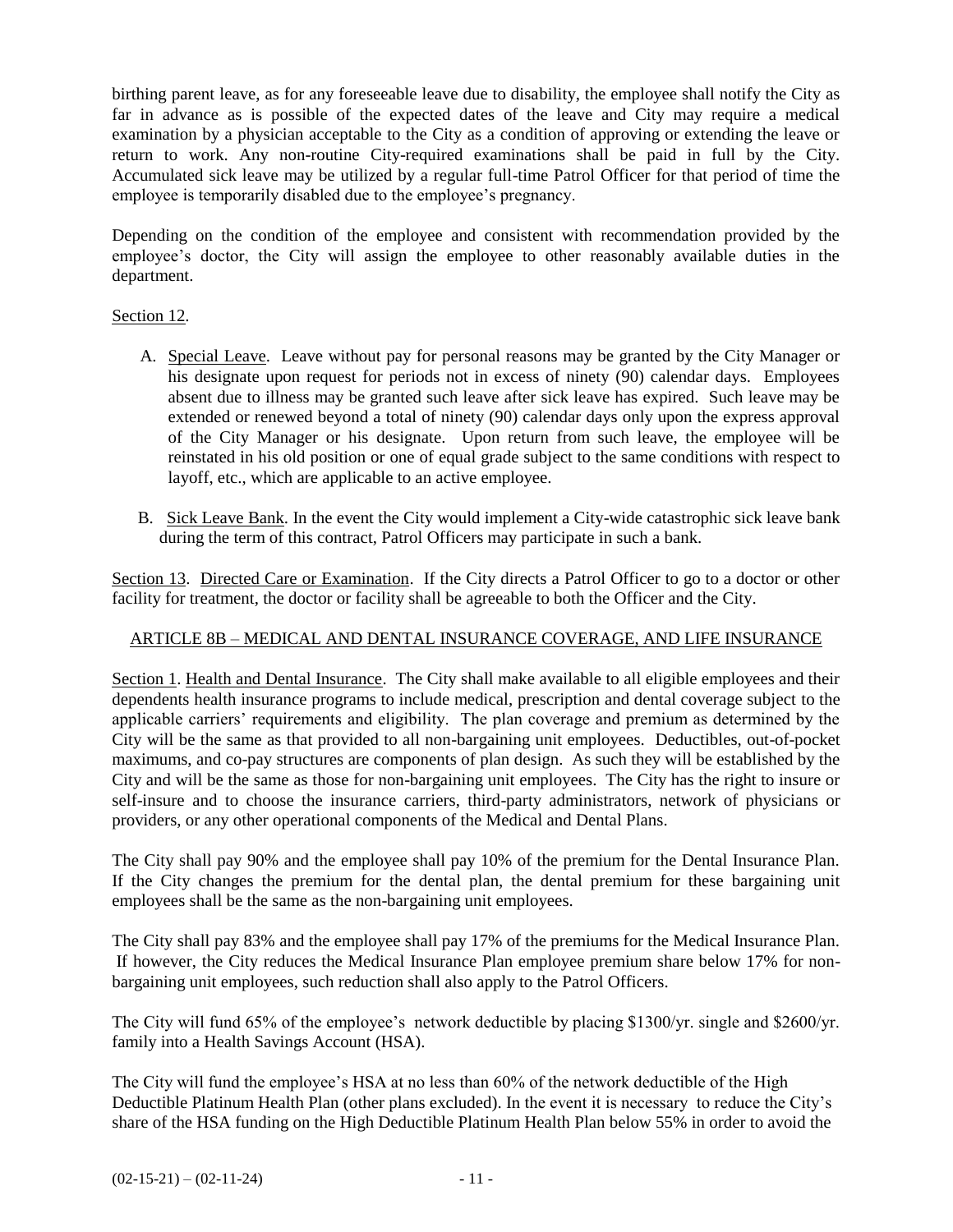birthing parent leave, as for any foreseeable leave due to disability, the employee shall notify the City as far in advance as is possible of the expected dates of the leave and City may require a medical examination by a physician acceptable to the City as a condition of approving or extending the leave or return to work. Any non-routine City-required examinations shall be paid in full by the City. Accumulated sick leave may be utilized by a regular full-time Patrol Officer for that period of time the employee is temporarily disabled due to the employee's pregnancy.

Depending on the condition of the employee and consistent with recommendation provided by the employee's doctor, the City will assign the employee to other reasonably available duties in the department.

Section 12.

A. Special Leave. Leave without pay for personal reasons may be granted by the City Manager or his designate upon request for periods not in excess of ninety (90) calendar days. Employees absent due to illness may be granted such leave after sick leave has expired. Such leave may be extended or renewed beyond a total of ninety (90) calendar days only upon the express approval of the City Manager or his designate. Upon return from such leave, the employee will be reinstated in his old position or one of equal grade subject to the same conditions with respect to layoff, etc., which are applicable to an active employee.

B. Sick Leave Bank. In the event the City would implement a City-wide catastrophic sick leave bank during the term of this contract, Patrol Officers may participate in such a bank.

Section 13. Directed Care or Examination. If the City directs a Patrol Officer to go to a doctor or other facility for treatment, the doctor or facility shall be agreeable to both the Officer and the City.

## ARTICLE 8B – MEDICAL AND DENTAL INSURANCE COVERAGE, AND LIFE INSURANCE

Section 1. Health and Dental Insurance. The City shall make available to all eligible employees and their dependents health insurance programs to include medical, prescription and dental coverage subject to the applicable carriers' requirements and eligibility. The plan coverage and premium as determined by the City will be the same as that provided to all non-bargaining unit employees. Deductibles, out-of-pocket maximums, and co-pay structures are components of plan design. As such they will be established by the City and will be the same as those for non-bargaining unit employees. The City has the right to insure or self-insure and to choose the insurance carriers, third-party administrators, network of physicians or providers, or any other operational components of the Medical and Dental Plans.

The City shall pay 90% and the employee shall pay 10% of the premium for the Dental Insurance Plan. If the City changes the premium for the dental plan, the dental premium for these bargaining unit employees shall be the same as the non-bargaining unit employees.

The City shall pay 83% and the employee shall pay 17% of the premiums for the Medical Insurance Plan. If however, the City reduces the Medical Insurance Plan employee premium share below 17% for non-bargaining unit employees, such reduction shall also apply to the Patrol Officers.

The City will fund 65% of the employee's network deductible by placing $1300/yr. single and $2600/yr. family into a Health Savings Account (HSA).

The City will fund the employee's HSA at no less than 60% of the network deductible of the High Deductible Platinum Health Plan (other plans excluded). In the event it is necessary to reduce the City's share of the HSA funding on the High Deductible Platinum Health Plan below 55% in order to avoid the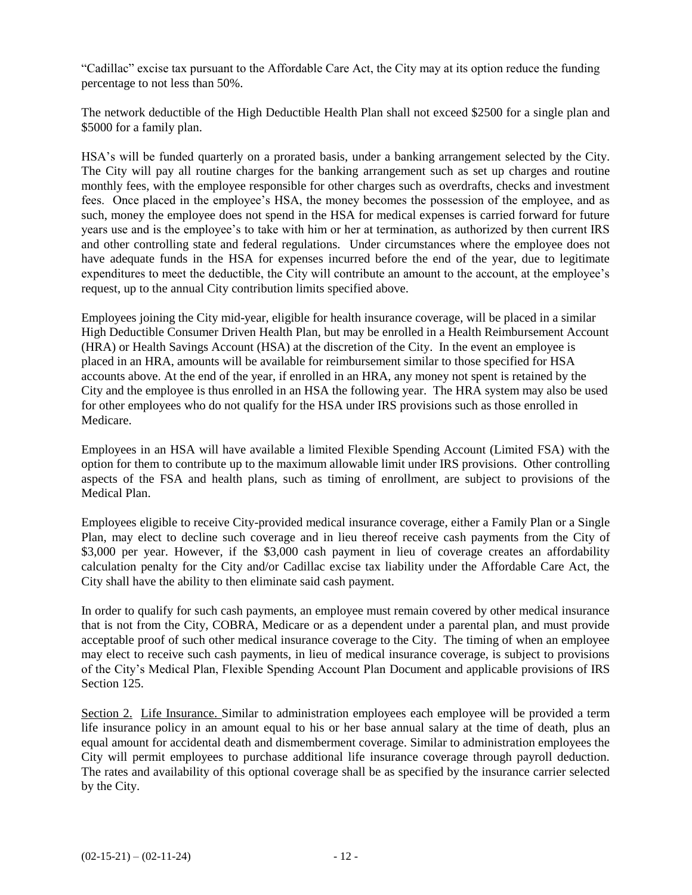"Cadillac" excise tax pursuant to the Affordable Care Act, the City may at its option reduce the funding percentage to not less than 50%.

The network deductible of the High Deductible Health Plan shall not exceed $2500 for a single plan and $5000 for a family plan.

HSA's will be funded quarterly on a prorated basis, under a banking arrangement selected by the City. The City will pay all routine charges for the banking arrangement such as set up charges and routine monthly fees, with the employee responsible for other charges such as overdrafts, checks and investment fees. Once placed in the employee's HSA, the money becomes the possession of the employee, and as such, money the employee does not spend in the HSA for medical expenses is carried forward for future years use and is the employee's to take with him or her at termination, as authorized by then current IRS and other controlling state and federal regulations. Under circumstances where the employee does not have adequate funds in the HSA for expenses incurred before the end of the year, due to legitimate expenditures to meet the deductible, the City will contribute an amount to the account, at the employee's request, up to the annual City contribution limits specified above.

Employees joining the City mid-year, eligible for health insurance coverage, will be placed in a similar High Deductible Consumer Driven Health Plan, but may be enrolled in a Health Reimbursement Account (HRA) or Health Savings Account (HSA) at the discretion of the City. In the event an employee is placed in an HRA, amounts will be available for reimbursement similar to those specified for HSA accounts above. At the end of the year, if enrolled in an HRA, any money not spent is retained by the City and the employee is thus enrolled in an HSA the following year. The HRA system may also be used for other employees who do not qualify for the HSA under IRS provisions such as those enrolled in Medicare.

Employees in an HSA will have available a limited Flexible Spending Account (Limited FSA) with the option for them to contribute up to the maximum allowable limit under IRS provisions. Other controlling aspects of the FSA and health plans, such as timing of enrollment, are subject to provisions of the Medical Plan.

Employees eligible to receive City-provided medical insurance coverage, either a Family Plan or a Single Plan, may elect to decline such coverage and in lieu thereof receive cash payments from the City of $3,000 per year. However, if the $3,000 cash payment in lieu of coverage creates an affordability calculation penalty for the City and/or Cadillac excise tax liability under the Affordable Care Act, the City shall have the ability to then eliminate said cash payment.

In order to qualify for such cash payments, an employee must remain covered by other medical insurance that is not from the City, COBRA, Medicare or as a dependent under a parental plan, and must provide acceptable proof of such other medical insurance coverage to the City. The timing of when an employee may elect to receive such cash payments, in lieu of medical insurance coverage, is subject to provisions of the City's Medical Plan, Flexible Spending Account Plan Document and applicable provisions of IRS Section 125.

Section 2. Life Insurance. Similar to administration employees each employee will be provided a term life insurance policy in an amount equal to his or her base annual salary at the time of death, plus an equal amount for accidental death and dismemberment coverage. Similar to administration employees the City will permit employees to purchase additional life insurance coverage through payroll deduction. The rates and availability of this optional coverage shall be as specified by the insurance carrier selected by the City.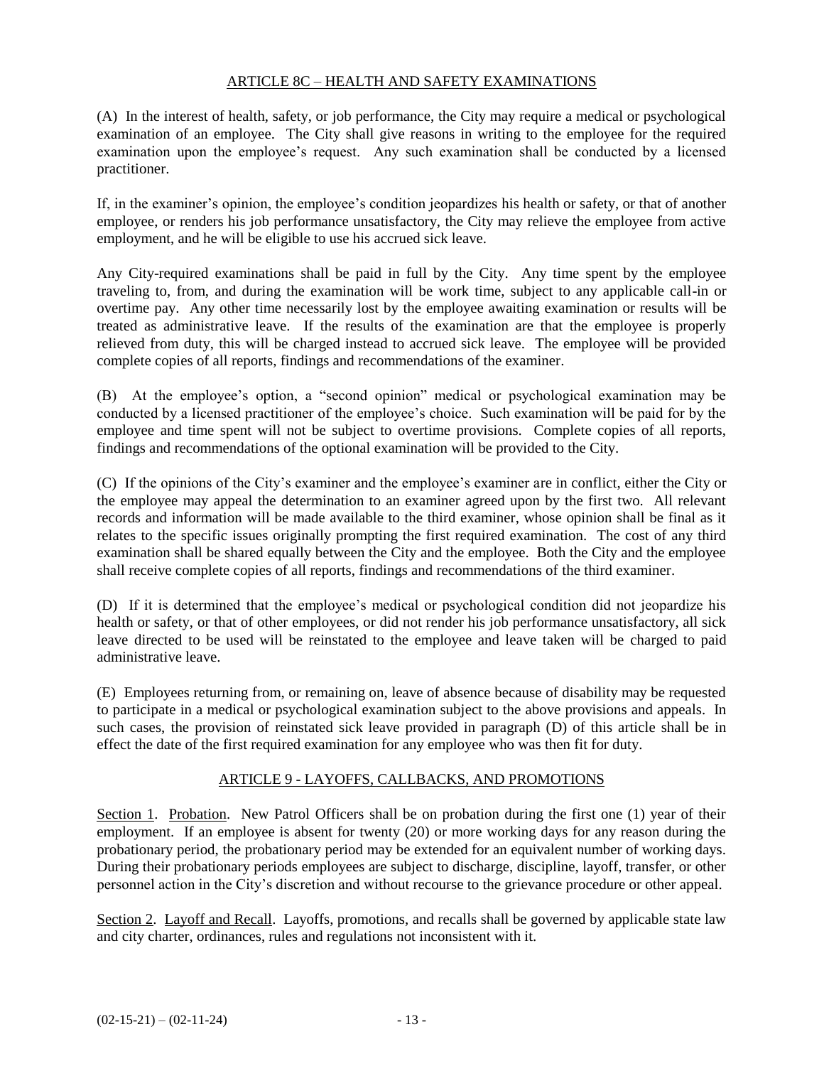## ARTICLE 8C – HEALTH AND SAFETY EXAMINATIONS

(A) In the interest of health, safety, or job performance, the City may require a medical or psychological examination of an employee. The City shall give reasons in writing to the employee for the required examination upon the employee's request. Any such examination shall be conducted by a licensed practitioner.

If, in the examiner's opinion, the employee's condition jeopardizes his health or safety, or that of another employee, or renders his job performance unsatisfactory, the City may relieve the employee from active employment, and he will be eligible to use his accrued sick leave.

Any City-required examinations shall be paid in full by the City. Any time spent by the employee traveling to, from, and during the examination will be work time, subject to any applicable call-in or overtime pay. Any other time necessarily lost by the employee awaiting examination or results will be treated as administrative leave. If the results of the examination are that the employee is properly relieved from duty, this will be charged instead to accrued sick leave. The employee will be provided complete copies of all reports, findings and recommendations of the examiner.

(B) At the employee's option, a "second opinion" medical or psychological examination may be conducted by a licensed practitioner of the employee's choice. Such examination will be paid for by the employee and time spent will not be subject to overtime provisions. Complete copies of all reports, findings and recommendations of the optional examination will be provided to the City.

(C) If the opinions of the City's examiner and the employee's examiner are in conflict, either the City or the employee may appeal the determination to an examiner agreed upon by the first two. All relevant records and information will be made available to the third examiner, whose opinion shall be final as it relates to the specific issues originally prompting the first required examination. The cost of any third examination shall be shared equally between the City and the employee. Both the City and the employee shall receive complete copies of all reports, findings and recommendations of the third examiner.

(D) If it is determined that the employee's medical or psychological condition did not jeopardize his health or safety, or that of other employees, or did not render his job performance unsatisfactory, all sick leave directed to be used will be reinstated to the employee and leave taken will be charged to paid administrative leave.

(E) Employees returning from, or remaining on, leave of absence because of disability may be requested to participate in a medical or psychological examination subject to the above provisions and appeals. In such cases, the provision of reinstated sick leave provided in paragraph (D) of this article shall be in effect the date of the first required examination for any employee who was then fit for duty.

## ARTICLE 9 - LAYOFFS, CALLBACKS, AND PROMOTIONS

Section 1. Probation. New Patrol Officers shall be on probation during the first one (1) year of their employment. If an employee is absent for twenty (20) or more working days for any reason during the probationary period, the probationary period may be extended for an equivalent number of working days. During their probationary periods employees are subject to discharge, discipline, layoff, transfer, or other personnel action in the City's discretion and without recourse to the grievance procedure or other appeal.

Section 2. Layoff and Recall. Layoffs, promotions, and recalls shall be governed by applicable state law and city charter, ordinances, rules and regulations not inconsistent with it.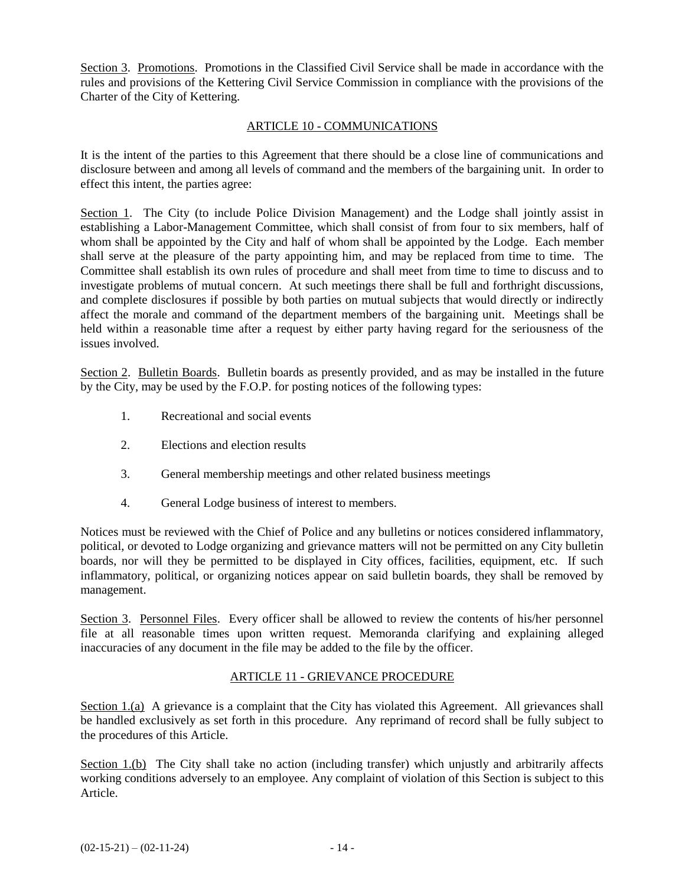Section 3. Promotions. Promotions in the Classified Civil Service shall be made in accordance with the rules and provisions of the Kettering Civil Service Commission in compliance with the provisions of the Charter of the City of Kettering.

## ARTICLE 10 - COMMUNICATIONS

It is the intent of the parties to this Agreement that there should be a close line of communications and disclosure between and among all levels of command and the members of the bargaining unit. In order to effect this intent, the parties agree:

Section 1. The City (to include Police Division Management) and the Lodge shall jointly assist in establishing a Labor-Management Committee, which shall consist of from four to six members, half of whom shall be appointed by the City and half of whom shall be appointed by the Lodge. Each member shall serve at the pleasure of the party appointing him, and may be replaced from time to time. The Committee shall establish its own rules of procedure and shall meet from time to time to discuss and to investigate problems of mutual concern. At such meetings there shall be full and forthright discussions, and complete disclosures if possible by both parties on mutual subjects that would directly or indirectly affect the morale and command of the department members of the bargaining unit. Meetings shall be held within a reasonable time after a request by either party having regard for the seriousness of the issues involved.

Section 2. Bulletin Boards. Bulletin boards as presently provided, and as may be installed in the future by the City, may be used by the F.O.P. for posting notices of the following types:

1. Recreational and social events
2. Elections and election results
3. General membership meetings and other related business meetings
4. General Lodge business of interest to members.

Notices must be reviewed with the Chief of Police and any bulletins or notices considered inflammatory, political, or devoted to Lodge organizing and grievance matters will not be permitted on any City bulletin boards, nor will they be permitted to be displayed in City offices, facilities, equipment, etc. If such inflammatory, political, or organizing notices appear on said bulletin boards, they shall be removed by management.

Section 3. Personnel Files. Every officer shall be allowed to review the contents of his/her personnel file at all reasonable times upon written request. Memoranda clarifying and explaining alleged inaccuracies of any document in the file may be added to the file by the officer.

## ARTICLE 11 - GRIEVANCE PROCEDURE

Section 1.(a) A grievance is a complaint that the City has violated this Agreement. All grievances shall be handled exclusively as set forth in this procedure. Any reprimand of record shall be fully subject to the procedures of this Article.

Section 1.(b) The City shall take no action (including transfer) which unjustly and arbitrarily affects working conditions adversely to an employee. Any complaint of violation of this Section is subject to this Article.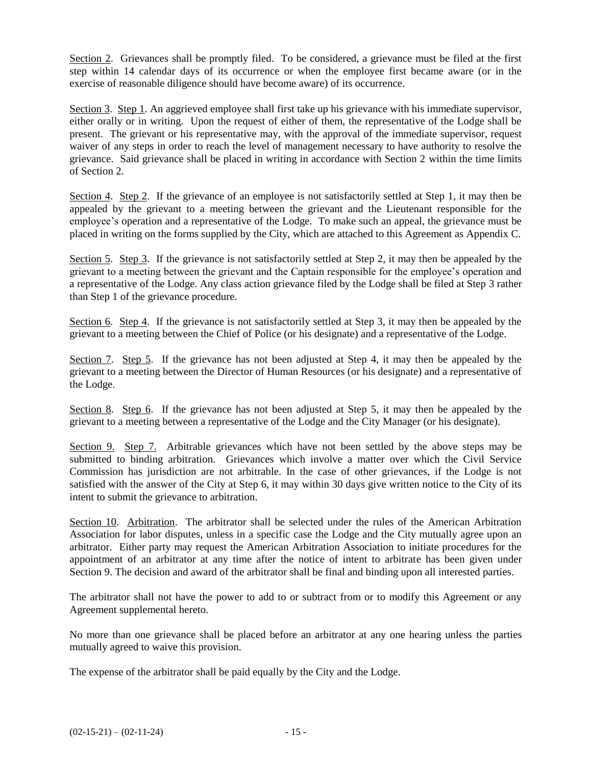Section 2. Grievances shall be promptly filed. To be considered, a grievance must be filed at the first step within 14 calendar days of its occurrence or when the employee first became aware (or in the exercise of reasonable diligence should have become aware) of its occurrence.

Section 3. Step 1. An aggrieved employee shall first take up his grievance with his immediate supervisor, either orally or in writing. Upon the request of either of them, the representative of the Lodge shall be present. The grievant or his representative may, with the approval of the immediate supervisor, request waiver of any steps in order to reach the level of management necessary to have authority to resolve the grievance. Said grievance shall be placed in writing in accordance with Section 2 within the time limits of Section 2.

Section 4. Step 2. If the grievance of an employee is not satisfactorily settled at Step 1, it may then be appealed by the grievant to a meeting between the grievant and the Lieutenant responsible for the employee's operation and a representative of the Lodge. To make such an appeal, the grievance must be placed in writing on the forms supplied by the City, which are attached to this Agreement as Appendix C.

Section 5. Step 3. If the grievance is not satisfactorily settled at Step 2, it may then be appealed by the grievant to a meeting between the grievant and the Captain responsible for the employee's operation and a representative of the Lodge. Any class action grievance filed by the Lodge shall be filed at Step 3 rather than Step 1 of the grievance procedure.

Section 6. Step 4. If the grievance is not satisfactorily settled at Step 3, it may then be appealed by the grievant to a meeting between the Chief of Police (or his designate) and a representative of the Lodge.

Section 7. Step 5. If the grievance has not been adjusted at Step 4, it may then be appealed by the grievant to a meeting between the Director of Human Resources (or his designate) and a representative of the Lodge.

Section 8. Step 6. If the grievance has not been adjusted at Step 5, it may then be appealed by the grievant to a meeting between a representative of the Lodge and the City Manager (or his designate).

Section 9. Step 7. Arbitrable grievances which have not been settled by the above steps may be submitted to binding arbitration. Grievances which involve a matter over which the Civil Service Commission has jurisdiction are not arbitrable. In the case of other grievances, if the Lodge is not satisfied with the answer of the City at Step 6, it may within 30 days give written notice to the City of its intent to submit the grievance to arbitration.

Section 10. Arbitration. The arbitrator shall be selected under the rules of the American Arbitration Association for labor disputes, unless in a specific case the Lodge and the City mutually agree upon an arbitrator. Either party may request the American Arbitration Association to initiate procedures for the appointment of an arbitrator at any time after the notice of intent to arbitrate has been given under Section 9. The decision and award of the arbitrator shall be final and binding upon all interested parties.

The arbitrator shall not have the power to add to or subtract from or to modify this Agreement or any Agreement supplemental hereto.

No more than one grievance shall be placed before an arbitrator at any one hearing unless the parties mutually agreed to waive this provision.

The expense of the arbitrator shall be paid equally by the City and the Lodge.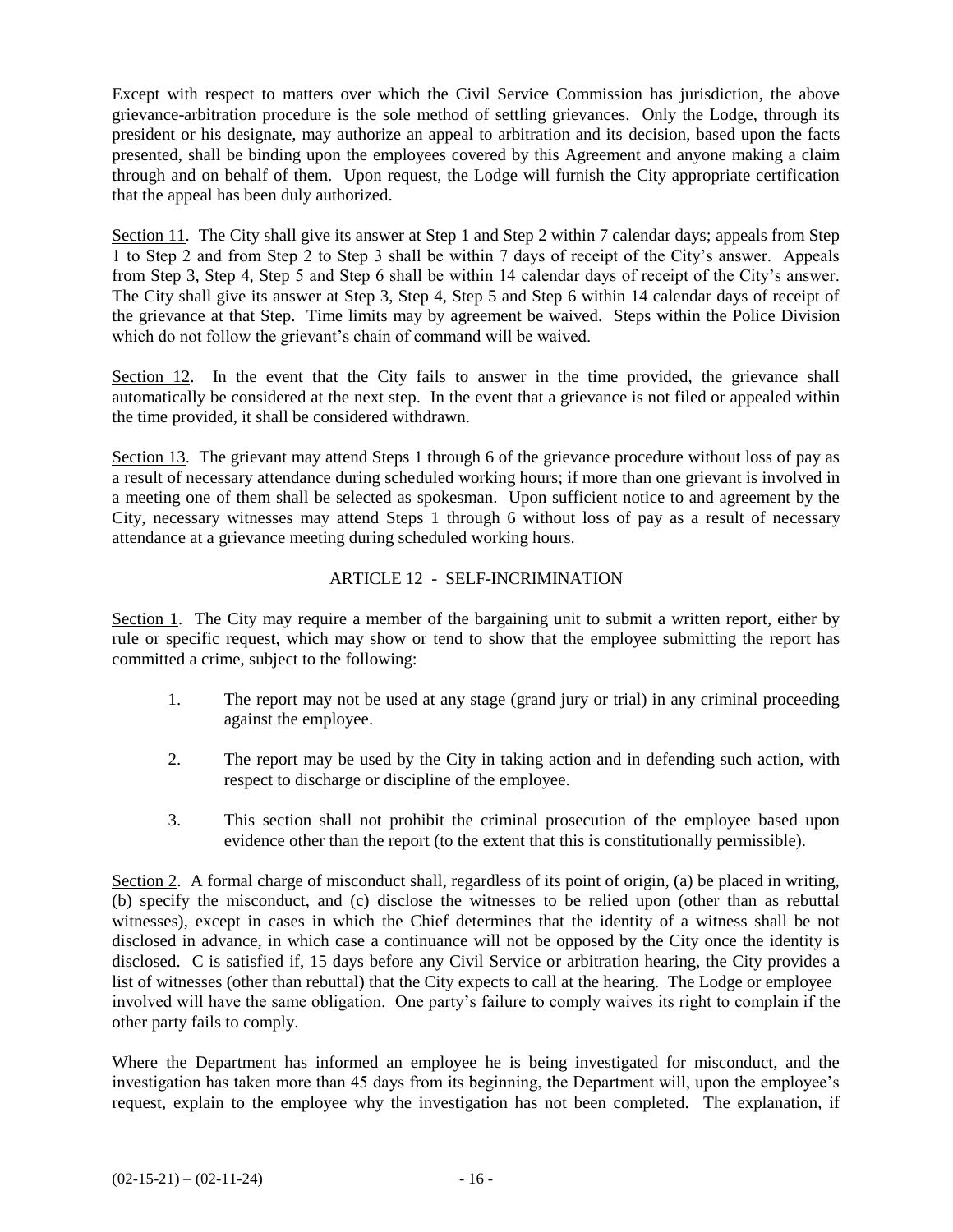Except with respect to matters over which the Civil Service Commission has jurisdiction, the above grievance-arbitration procedure is the sole method of settling grievances. Only the Lodge, through its president or his designate, may authorize an appeal to arbitration and its decision, based upon the facts presented, shall be binding upon the employees covered by this Agreement and anyone making a claim through and on behalf of them. Upon request, the Lodge will furnish the City appropriate certification that the appeal has been duly authorized.

Section 11. The City shall give its answer at Step 1 and Step 2 within 7 calendar days; appeals from Step 1 to Step 2 and from Step 2 to Step 3 shall be within 7 days of receipt of the City's answer. Appeals from Step 3, Step 4, Step 5 and Step 6 shall be within 14 calendar days of receipt of the City's answer. The City shall give its answer at Step 3, Step 4, Step 5 and Step 6 within 14 calendar days of receipt of the grievance at that Step. Time limits may by agreement be waived. Steps within the Police Division which do not follow the grievant's chain of command will be waived.

Section 12. In the event that the City fails to answer in the time provided, the grievance shall automatically be considered at the next step. In the event that a grievance is not filed or appealed within the time provided, it shall be considered withdrawn.

Section 13. The grievant may attend Steps 1 through 6 of the grievance procedure without loss of pay as a result of necessary attendance during scheduled working hours; if more than one grievant is involved in a meeting one of them shall be selected as spokesman. Upon sufficient notice to and agreement by the City, necessary witnesses may attend Steps 1 through 6 without loss of pay as a result of necessary attendance at a grievance meeting during scheduled working hours.

## ARTICLE 12 - SELF-INCRIMINATION

Section 1. The City may require a member of the bargaining unit to submit a written report, either by rule or specific request, which may show or tend to show that the employee submitting the report has committed a crime, subject to the following:

1. The report may not be used at any stage (grand jury or trial) in any criminal proceeding against the employee.

2. The report may be used by the City in taking action and in defending such action, with respect to discharge or discipline of the employee.

3. This section shall not prohibit the criminal prosecution of the employee based upon evidence other than the report (to the extent that this is constitutionally permissible).

Section 2. A formal charge of misconduct shall, regardless of its point of origin, (a) be placed in writing, (b) specify the misconduct, and (c) disclose the witnesses to be relied upon (other than as rebuttal witnesses), except in cases in which the Chief determines that the identity of a witness shall be not disclosed in advance, in which case a continuance will not be opposed by the City once the identity is disclosed. C is satisfied if, 15 days before any Civil Service or arbitration hearing, the City provides a list of witnesses (other than rebuttal) that the City expects to call at the hearing. The Lodge or employee involved will have the same obligation. One party's failure to comply waives its right to complain if the other party fails to comply.

Where the Department has informed an employee he is being investigated for misconduct, and the investigation has taken more than 45 days from its beginning, the Department will, upon the employee's request, explain to the employee why the investigation has not been completed. The explanation, if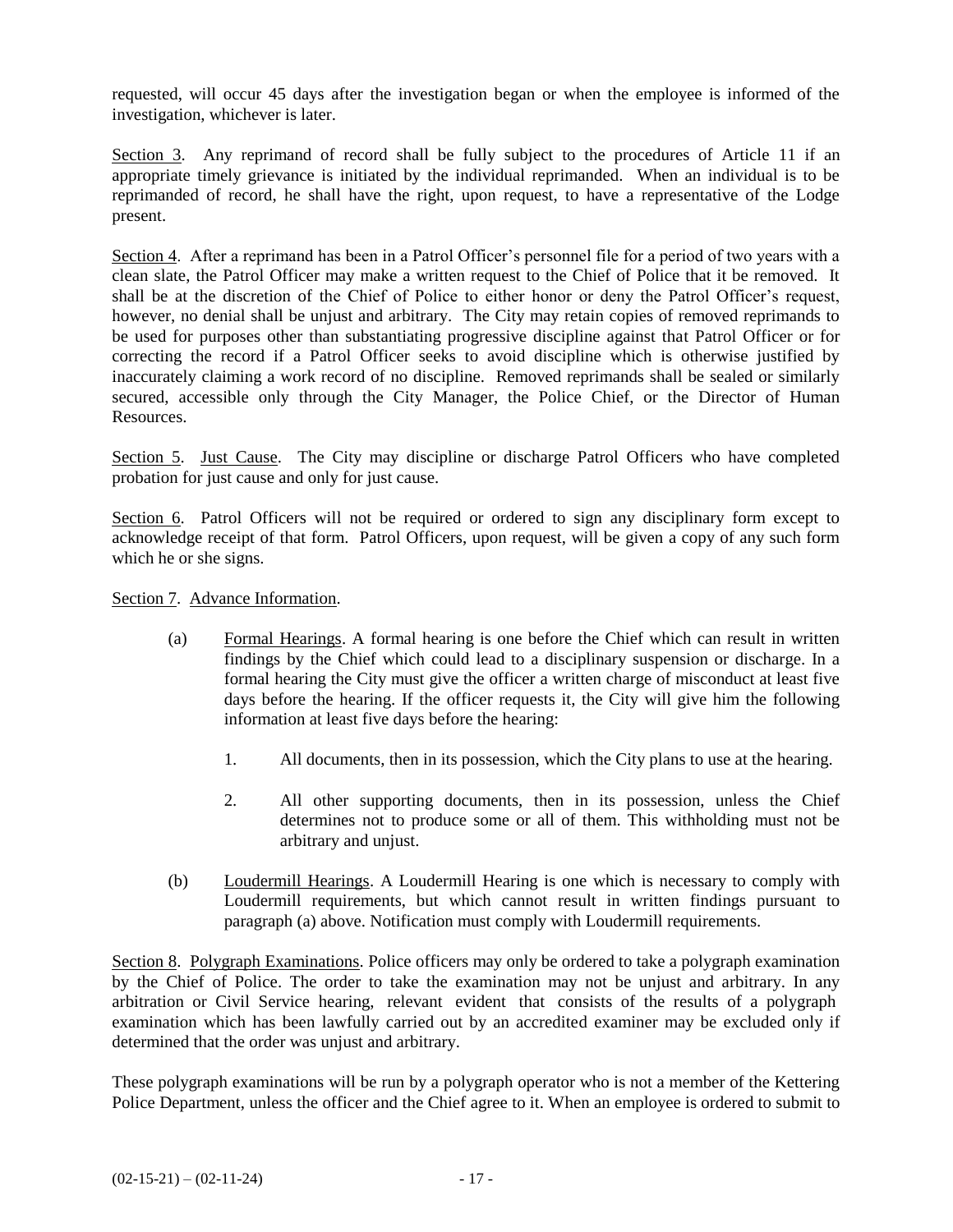requested, will occur 45 days after the investigation began or when the employee is informed of the investigation, whichever is later.

Section 3. Any reprimand of record shall be fully subject to the procedures of Article 11 if an appropriate timely grievance is initiated by the individual reprimanded. When an individual is to be reprimanded of record, he shall have the right, upon request, to have a representative of the Lodge present.

Section 4. After a reprimand has been in a Patrol Officer's personnel file for a period of two years with a clean slate, the Patrol Officer may make a written request to the Chief of Police that it be removed. It shall be at the discretion of the Chief of Police to either honor or deny the Patrol Officer's request, however, no denial shall be unjust and arbitrary. The City may retain copies of removed reprimands to be used for purposes other than substantiating progressive discipline against that Patrol Officer or for correcting the record if a Patrol Officer seeks to avoid discipline which is otherwise justified by inaccurately claiming a work record of no discipline. Removed reprimands shall be sealed or similarly secured, accessible only through the City Manager, the Police Chief, or the Director of Human Resources.

Section 5. Just Cause. The City may discipline or discharge Patrol Officers who have completed probation for just cause and only for just cause.

Section 6. Patrol Officers will not be required or ordered to sign any disciplinary form except to acknowledge receipt of that form. Patrol Officers, upon request, will be given a copy of any such form which he or she signs.

Section 7. Advance Information.

(a) Formal Hearings. A formal hearing is one before the Chief which can result in written findings by the Chief which could lead to a disciplinary suspension or discharge. In a formal hearing the City must give the officer a written charge of misconduct at least five days before the hearing. If the officer requests it, the City will give him the following information at least five days before the hearing:

1. All documents, then in its possession, which the City plans to use at the hearing.

2. All other supporting documents, then in its possession, unless the Chief determines not to produce some or all of them. This withholding must not be arbitrary and unjust.

(b) Loudermill Hearings. A Loudermill Hearing is one which is necessary to comply with Loudermill requirements, but which cannot result in written findings pursuant to paragraph (a) above. Notification must comply with Loudermill requirements.

Section 8. Polygraph Examinations. Police officers may only be ordered to take a polygraph examination by the Chief of Police. The order to take the examination may not be unjust and arbitrary. In any arbitration or Civil Service hearing, relevant evident that consists of the results of a polygraph examination which has been lawfully carried out by an accredited examiner may be excluded only if determined that the order was unjust and arbitrary.

These polygraph examinations will be run by a polygraph operator who is not a member of the Kettering Police Department, unless the officer and the Chief agree to it. When an employee is ordered to submit to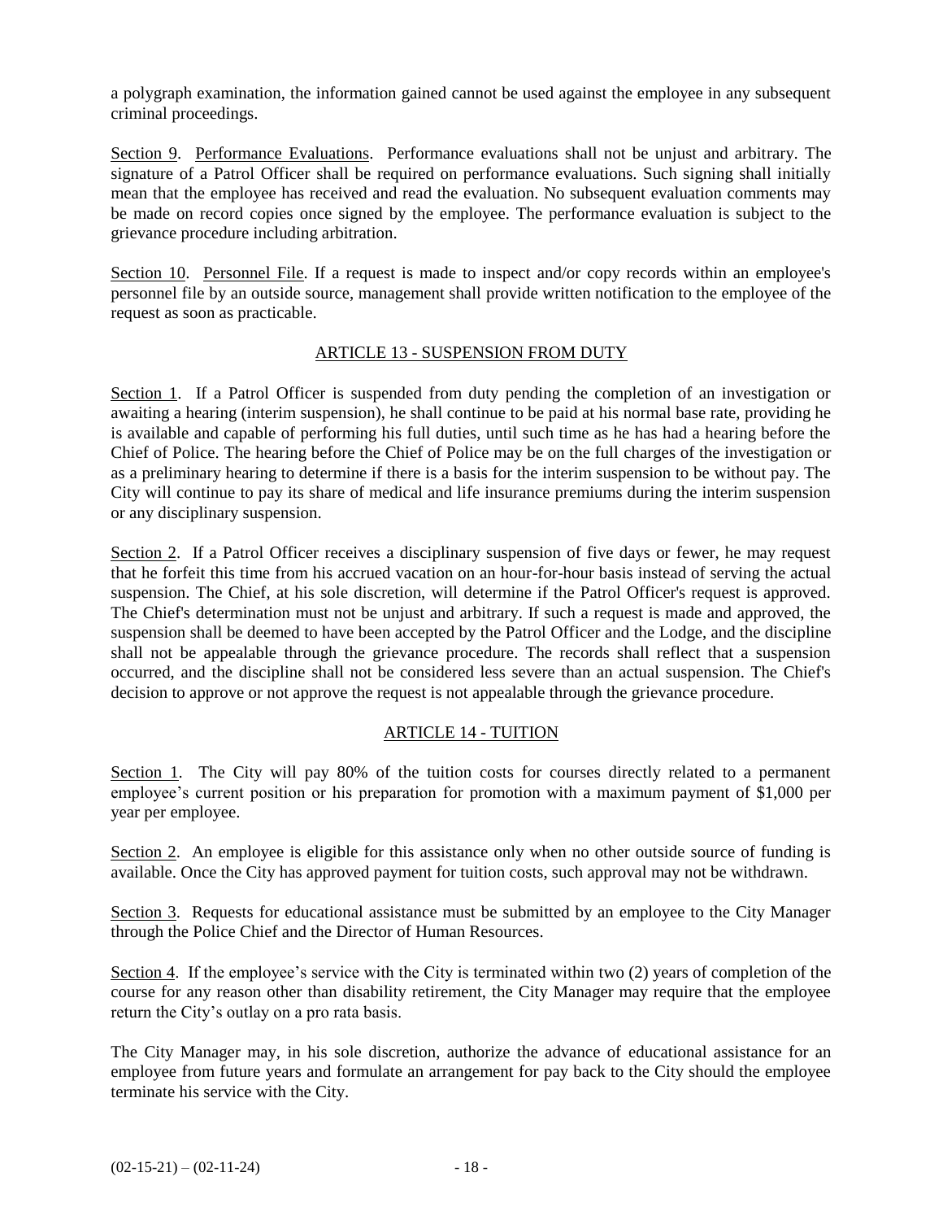a polygraph examination, the information gained cannot be used against the employee in any subsequent criminal proceedings.

Section 9. Performance Evaluations. Performance evaluations shall not be unjust and arbitrary. The signature of a Patrol Officer shall be required on performance evaluations. Such signing shall initially mean that the employee has received and read the evaluation. No subsequent evaluation comments may be made on record copies once signed by the employee. The performance evaluation is subject to the grievance procedure including arbitration.

Section 10. Personnel File. If a request is made to inspect and/or copy records within an employee's personnel file by an outside source, management shall provide written notification to the employee of the request as soon as practicable.

## ARTICLE 13 - SUSPENSION FROM DUTY

Section 1. If a Patrol Officer is suspended from duty pending the completion of an investigation or awaiting a hearing (interim suspension), he shall continue to be paid at his normal base rate, providing he is available and capable of performing his full duties, until such time as he has had a hearing before the Chief of Police. The hearing before the Chief of Police may be on the full charges of the investigation or as a preliminary hearing to determine if there is a basis for the interim suspension to be without pay. The City will continue to pay its share of medical and life insurance premiums during the interim suspension or any disciplinary suspension.

Section 2. If a Patrol Officer receives a disciplinary suspension of five days or fewer, he may request that he forfeit this time from his accrued vacation on an hour-for-hour basis instead of serving the actual suspension. The Chief, at his sole discretion, will determine if the Patrol Officer's request is approved. The Chief's determination must not be unjust and arbitrary. If such a request is made and approved, the suspension shall be deemed to have been accepted by the Patrol Officer and the Lodge, and the discipline shall not be appealable through the grievance procedure. The records shall reflect that a suspension occurred, and the discipline shall not be considered less severe than an actual suspension. The Chief's decision to approve or not approve the request is not appealable through the grievance procedure.

## ARTICLE 14 - TUITION

Section 1. The City will pay 80% of the tuition costs for courses directly related to a permanent employee's current position or his preparation for promotion with a maximum payment of $1,000 per year per employee.

Section 2. An employee is eligible for this assistance only when no other outside source of funding is available. Once the City has approved payment for tuition costs, such approval may not be withdrawn.

Section 3. Requests for educational assistance must be submitted by an employee to the City Manager through the Police Chief and the Director of Human Resources.

Section 4. If the employee's service with the City is terminated within two (2) years of completion of the course for any reason other than disability retirement, the City Manager may require that the employee return the City's outlay on a pro rata basis.

The City Manager may, in his sole discretion, authorize the advance of educational assistance for an employee from future years and formulate an arrangement for pay back to the City should the employee terminate his service with the City.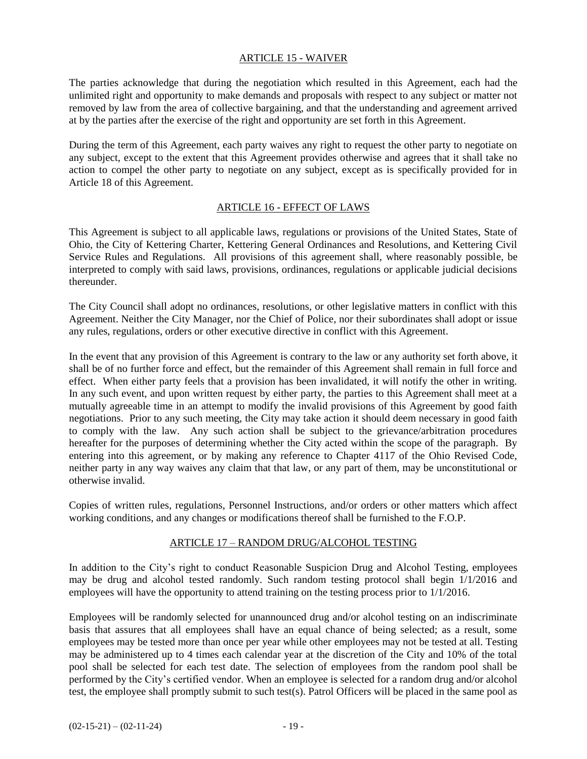## ARTICLE 15 - WAIVER

The parties acknowledge that during the negotiation which resulted in this Agreement, each had the unlimited right and opportunity to make demands and proposals with respect to any subject or matter not removed by law from the area of collective bargaining, and that the understanding and agreement arrived at by the parties after the exercise of the right and opportunity are set forth in this Agreement.

During the term of this Agreement, each party waives any right to request the other party to negotiate on any subject, except to the extent that this Agreement provides otherwise and agrees that it shall take no action to compel the other party to negotiate on any subject, except as is specifically provided for in Article 18 of this Agreement.

## ARTICLE 16 - EFFECT OF LAWS

This Agreement is subject to all applicable laws, regulations or provisions of the United States, State of Ohio, the City of Kettering Charter, Kettering General Ordinances and Resolutions, and Kettering Civil Service Rules and Regulations. All provisions of this agreement shall, where reasonably possible, be interpreted to comply with said laws, provisions, ordinances, regulations or applicable judicial decisions thereunder.

The City Council shall adopt no ordinances, resolutions, or other legislative matters in conflict with this Agreement. Neither the City Manager, nor the Chief of Police, nor their subordinates shall adopt or issue any rules, regulations, orders or other executive directive in conflict with this Agreement.

In the event that any provision of this Agreement is contrary to the law or any authority set forth above, it shall be of no further force and effect, but the remainder of this Agreement shall remain in full force and effect. When either party feels that a provision has been invalidated, it will notify the other in writing. In any such event, and upon written request by either party, the parties to this Agreement shall meet at a mutually agreeable time in an attempt to modify the invalid provisions of this Agreement by good faith negotiations. Prior to any such meeting, the City may take action it should deem necessary in good faith to comply with the law. Any such action shall be subject to the grievance/arbitration procedures hereafter for the purposes of determining whether the City acted within the scope of the paragraph. By entering into this agreement, or by making any reference to Chapter 4117 of the Ohio Revised Code, neither party in any way waives any claim that that law, or any part of them, may be unconstitutional or otherwise invalid.

Copies of written rules, regulations, Personnel Instructions, and/or orders or other matters which affect working conditions, and any changes or modifications thereof shall be furnished to the F.O.P.

## ARTICLE 17 – RANDOM DRUG/ALCOHOL TESTING

In addition to the City's right to conduct Reasonable Suspicion Drug and Alcohol Testing, employees may be drug and alcohol tested randomly. Such random testing protocol shall begin 1/1/2016 and employees will have the opportunity to attend training on the testing process prior to 1/1/2016.

Employees will be randomly selected for unannounced drug and/or alcohol testing on an indiscriminate basis that assures that all employees shall have an equal chance of being selected; as a result, some employees may be tested more than once per year while other employees may not be tested at all. Testing may be administered up to 4 times each calendar year at the discretion of the City and 10% of the total pool shall be selected for each test date. The selection of employees from the random pool shall be performed by the City's certified vendor. When an employee is selected for a random drug and/or alcohol test, the employee shall promptly submit to such test(s). Patrol Officers will be placed in the same pool as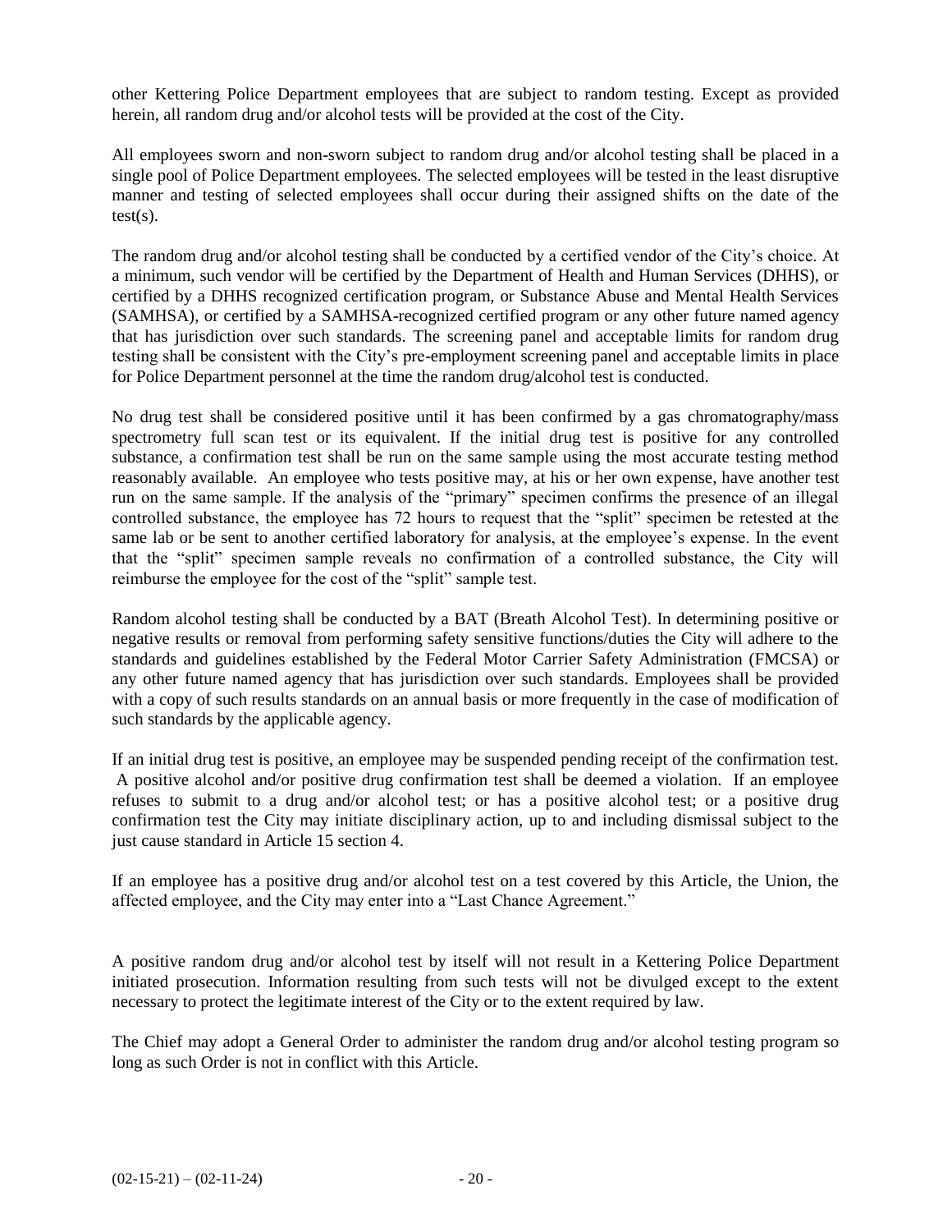other Kettering Police Department employees that are subject to random testing. Except as provided herein, all random drug and/or alcohol tests will be provided at the cost of the City.

All employees sworn and non-sworn subject to random drug and/or alcohol testing shall be placed in a single pool of Police Department employees. The selected employees will be tested in the least disruptive manner and testing of selected employees shall occur during their assigned shifts on the date of the test(s).

The random drug and/or alcohol testing shall be conducted by a certified vendor of the City's choice. At a minimum, such vendor will be certified by the Department of Health and Human Services (DHHS), or certified by a DHHS recognized certification program, or Substance Abuse and Mental Health Services (SAMHSA), or certified by a SAMHSA-recognized certified program or any other future named agency that has jurisdiction over such standards. The screening panel and acceptable limits for random drug testing shall be consistent with the City's pre-employment screening panel and acceptable limits in place for Police Department personnel at the time the random drug/alcohol test is conducted.

No drug test shall be considered positive until it has been confirmed by a gas chromatography/mass spectrometry full scan test or its equivalent. If the initial drug test is positive for any controlled substance, a confirmation test shall be run on the same sample using the most accurate testing method reasonably available. An employee who tests positive may, at his or her own expense, have another test run on the same sample. If the analysis of the "primary" specimen confirms the presence of an illegal controlled substance, the employee has 72 hours to request that the "split" specimen be retested at the same lab or be sent to another certified laboratory for analysis, at the employee's expense. In the event that the "split" specimen sample reveals no confirmation of a controlled substance, the City will reimburse the employee for the cost of the "split" sample test.

Random alcohol testing shall be conducted by a BAT (Breath Alcohol Test). In determining positive or negative results or removal from performing safety sensitive functions/duties the City will adhere to the standards and guidelines established by the Federal Motor Carrier Safety Administration (FMCSA) or any other future named agency that has jurisdiction over such standards. Employees shall be provided with a copy of such results standards on an annual basis or more frequently in the case of modification of such standards by the applicable agency.

If an initial drug test is positive, an employee may be suspended pending receipt of the confirmation test. A positive alcohol and/or positive drug confirmation test shall be deemed a violation. If an employee refuses to submit to a drug and/or alcohol test; or has a positive alcohol test; or a positive drug confirmation test the City may initiate disciplinary action, up to and including dismissal subject to the just cause standard in Article 15 section 4.

If an employee has a positive drug and/or alcohol test on a test covered by this Article, the Union, the affected employee, and the City may enter into a "Last Chance Agreement."

A positive random drug and/or alcohol test by itself will not result in a Kettering Police Department initiated prosecution. Information resulting from such tests will not be divulged except to the extent necessary to protect the legitimate interest of the City or to the extent required by law.

The Chief may adopt a General Order to administer the random drug and/or alcohol testing program so long as such Order is not in conflict with this Article.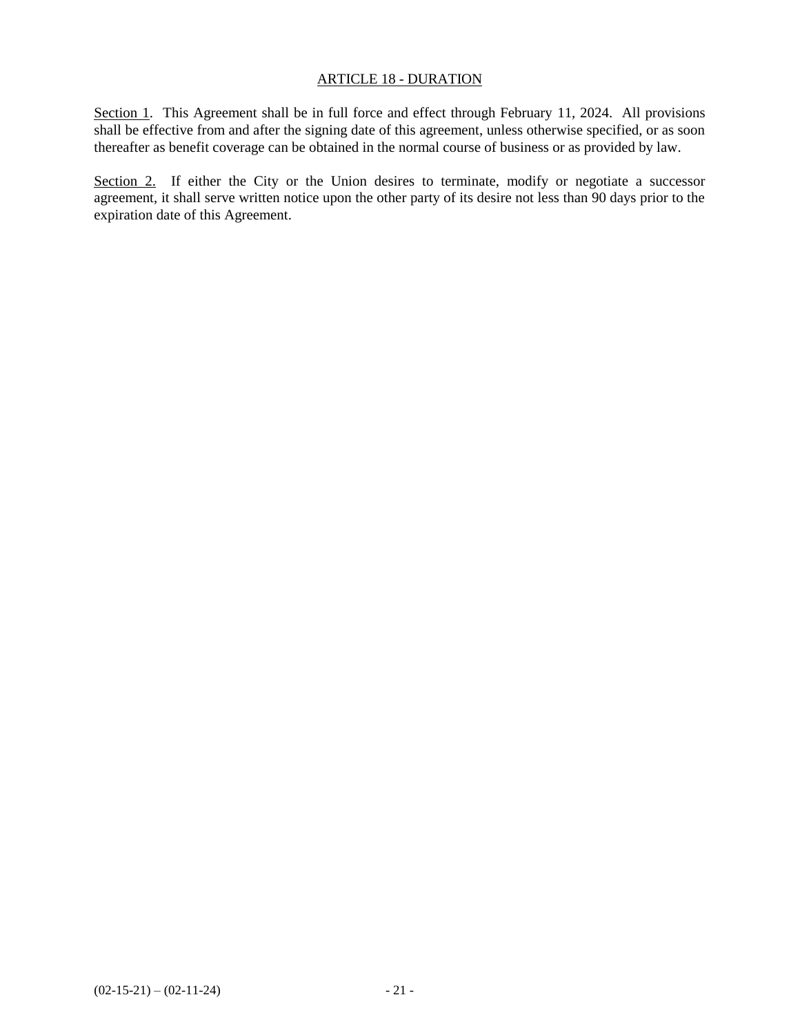## ARTICLE 18 - DURATION

Section 1. This Agreement shall be in full force and effect through February 11, 2024. All provisions shall be effective from and after the signing date of this agreement, unless otherwise specified, or as soon thereafter as benefit coverage can be obtained in the normal course of business or as provided by law.

Section 2. If either the City or the Union desires to terminate, modify or negotiate a successor agreement, it shall serve written notice upon the other party of its desire not less than 90 days prior to the expiration date of this Agreement.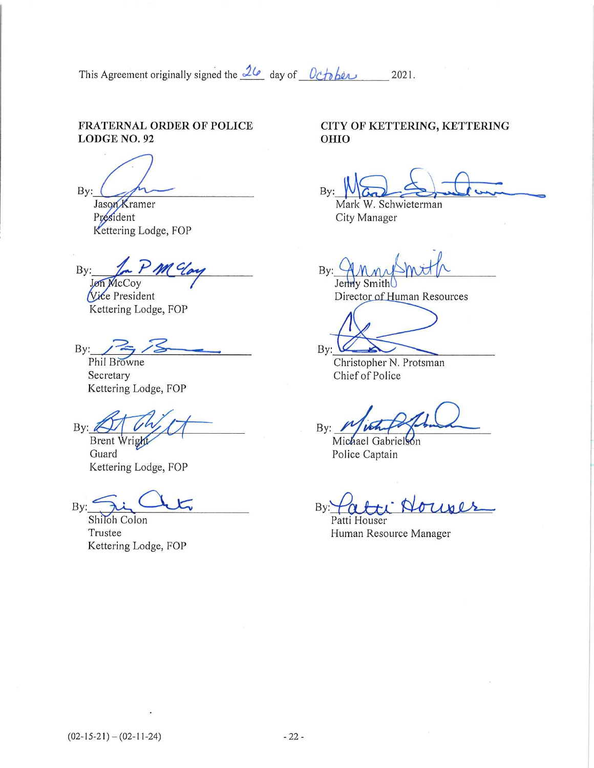This Agreement originally signed the 26 day of October 2021.

**FRATERNAL ORDER OF POLICE LODGE NO. 92**

By: ______________________
Jason Kramer
President
Kettering Lodge, FOP

By: ______________________
Jon McCoy
Vice President
Kettering Lodge, FOP

By: ______________________
Phil Browne
Secretary
Kettering Lodge, FOP

By: ______________________
Brent Wright
Guard
Kettering Lodge, FOP

By: ______________________
Shiloh Colon
Trustee
Kettering Lodge, FOP

**CITY OF KETTERING, KETTERING OHIO**

By: ______________________
Mark W. Schwieterman
City Manager

By: ______________________
Jenny Smith
Director of Human Resources

By: ______________________
Christopher N. Protsman
Chief of Police

By: ______________________
Michael Gabrielson
Police Captain

By: ______________________
Patti Houser
Human Resource Manager

(02-15-21) – (02-11-24)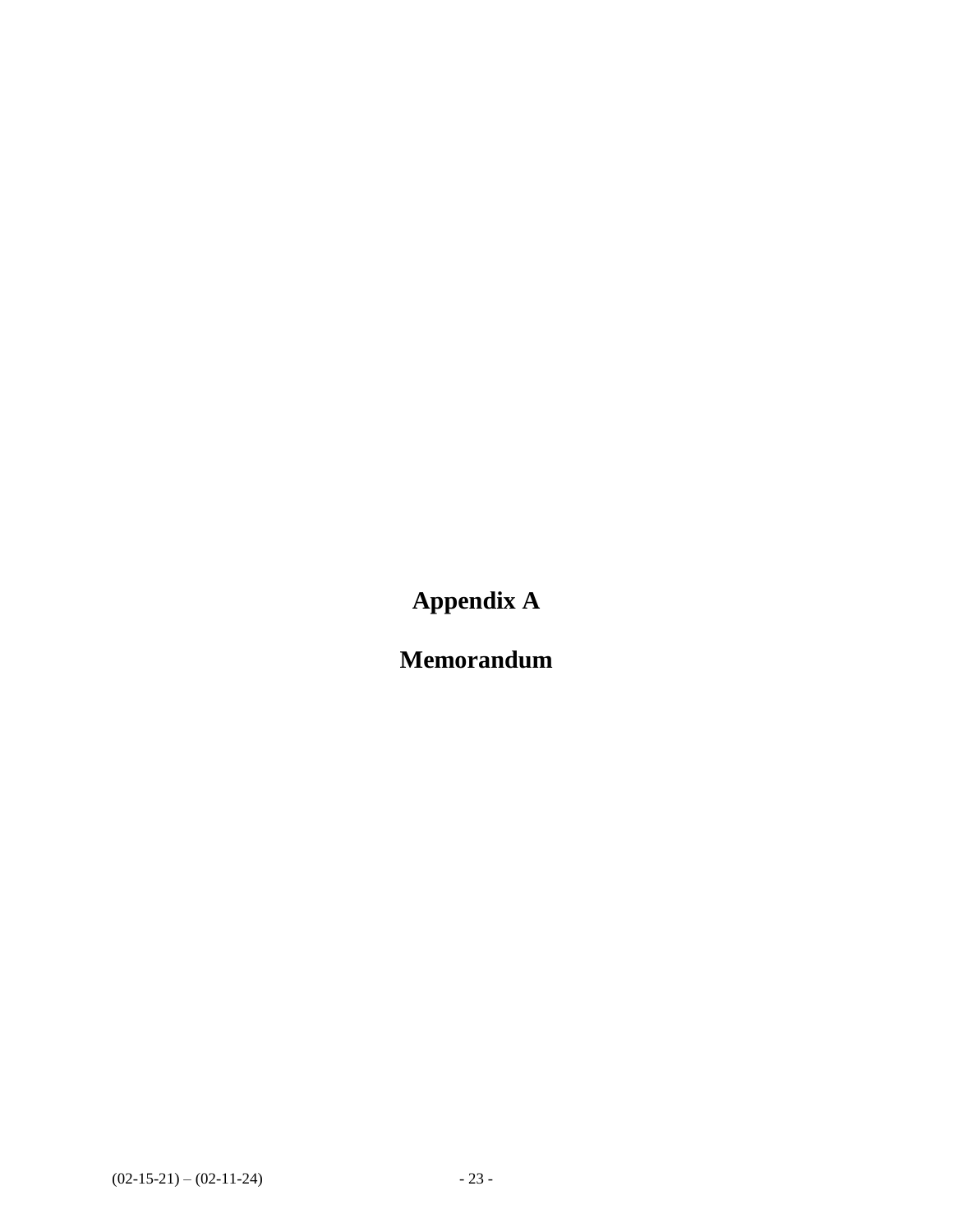# Appendix A

# Memorandum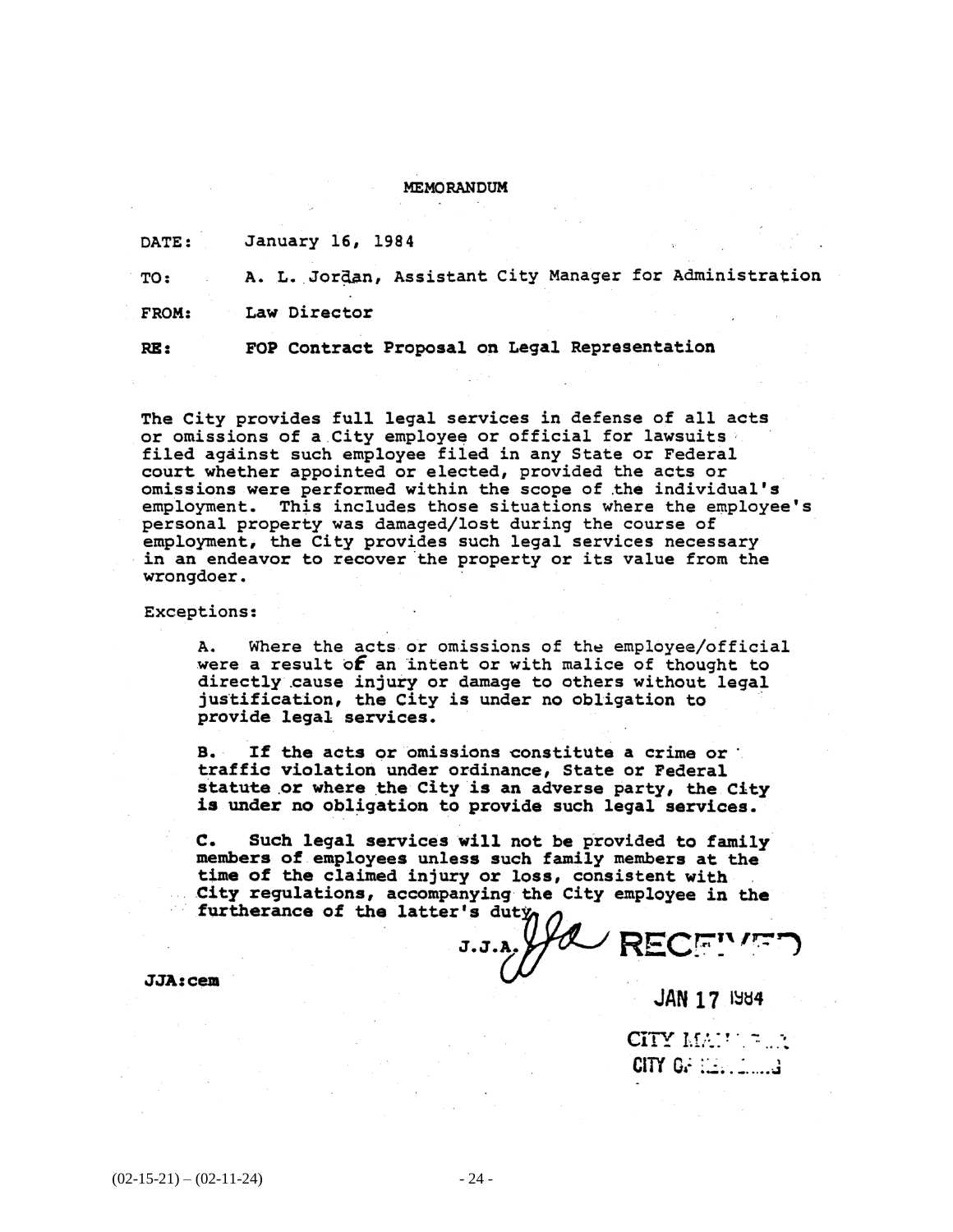# MEMORANDUM

DATE: January 16, 1984

TO: A. L. Jordan, Assistant City Manager for Administration

FROM: Law Director

RE: **FOP Contract Proposal on Legal Representation**

The City provides full legal services in defense of all acts or omissions of a City employee or official for lawsuits filed against such employee filed in any State or Federal court whether appointed or elected, provided the acts or omissions were performed within the scope of the individual's employment. This includes those situations where the employee's personal property was damaged/lost during the course of employment, the City provides such legal services necessary in an endeavor to recover the property or its value from the wrongdoer.

Exceptions:

A. Where the acts or omissions of the employee/official were a result of an intent or with malice of thought to directly cause injury or damage to others without legal justification, the City is under no obligation to provide legal services.

B. If the acts or omissions constitute a crime or traffic violation under ordinance, State or Federal statute or where the City is an adverse party, the City is under no obligation to provide such legal services.

C. Such legal services will not be provided to family members of employees unless such family members at the time of the claimed injury or loss, consistent with City regulations, accompanying the City employee in the furtherance of the latter's duty.

J.J.A.

JJA:cem

RECEIVED

JAN 17 1984

CITY MANAGER

CITY OF ...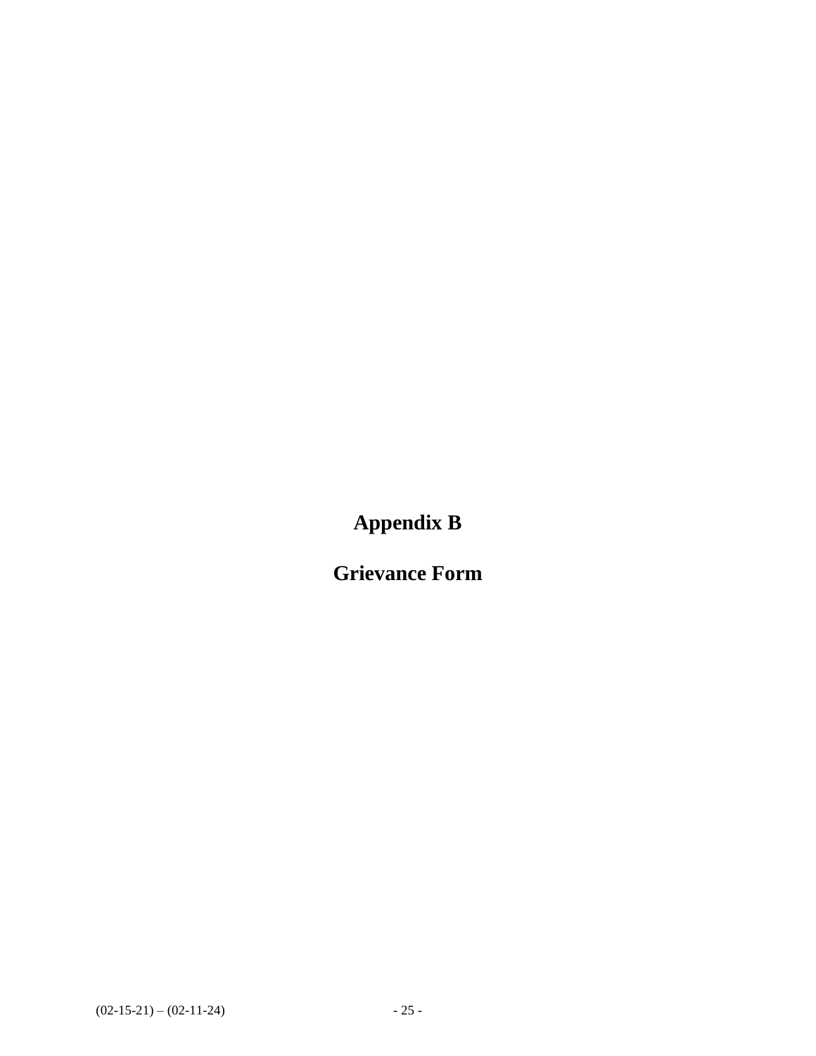# Appendix B

# Grievance Form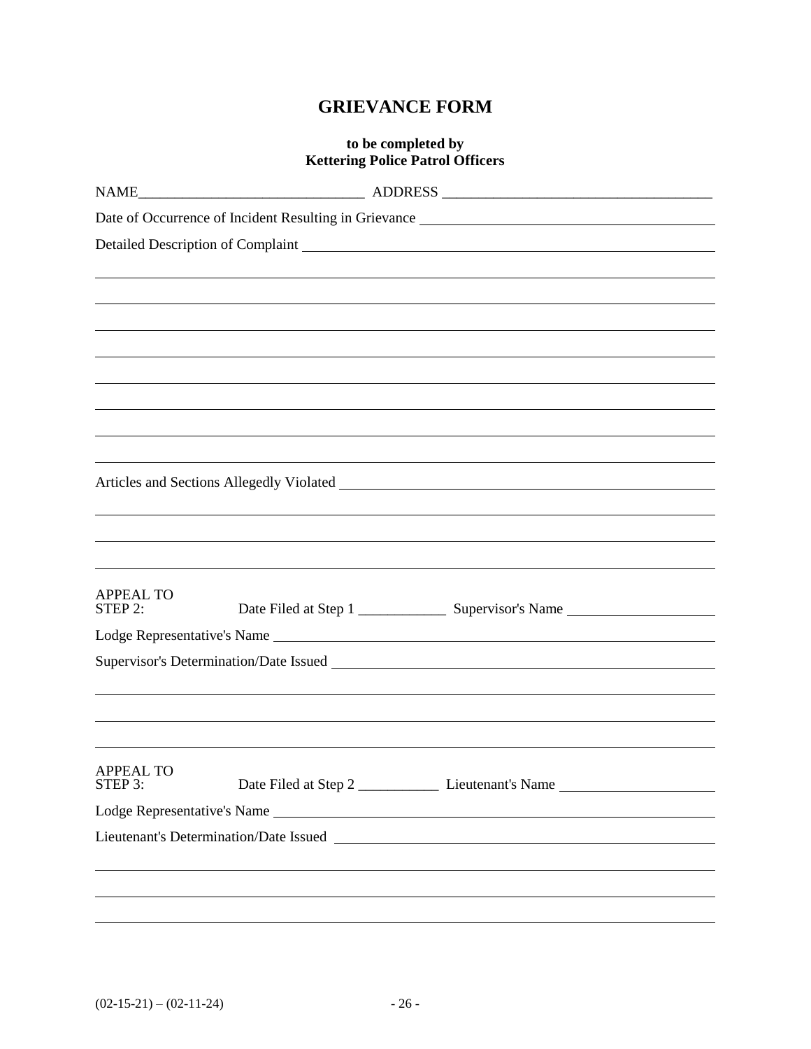# GRIEVANCE FORM

**to be completed by**
**Kettering Police Patrol Officers**

NAME_______________________________ ADDRESS _____________________________________

Date of Occurrence of Incident Resulting in Grievance _______________________________________

Detailed Description of Complaint _____________________________________________________

_____________________________________________________________________________

_____________________________________________________________________________

_____________________________________________________________________________

_____________________________________________________________________________

_____________________________________________________________________________

_____________________________________________________________________________

_____________________________________________________________________________

_____________________________________________________________________________

Articles and Sections Allegedly Violated _________________________________________________

_____________________________________________________________________________

_____________________________________________________________________________

_____________________________________________________________________________

APPEAL TO
STEP 2: Date Filed at Step 1 ____________ Supervisor's Name ____________________

Lodge Representative's Name _________________________________________________________

Supervisor's Determination/Date Issued __________________________________________________

_____________________________________________________________________________

_____________________________________________________________________________

_____________________________________________________________________________

APPEAL TO
STEP 3: Date Filed at Step 2 ___________ Lieutenant's Name _____________________

Lodge Representative's Name _________________________________________________________

Lieutenant's Determination/Date Issued __________________________________________________

_____________________________________________________________________________

_____________________________________________________________________________

_____________________________________________________________________________

(02-15-21) – (02-11-24)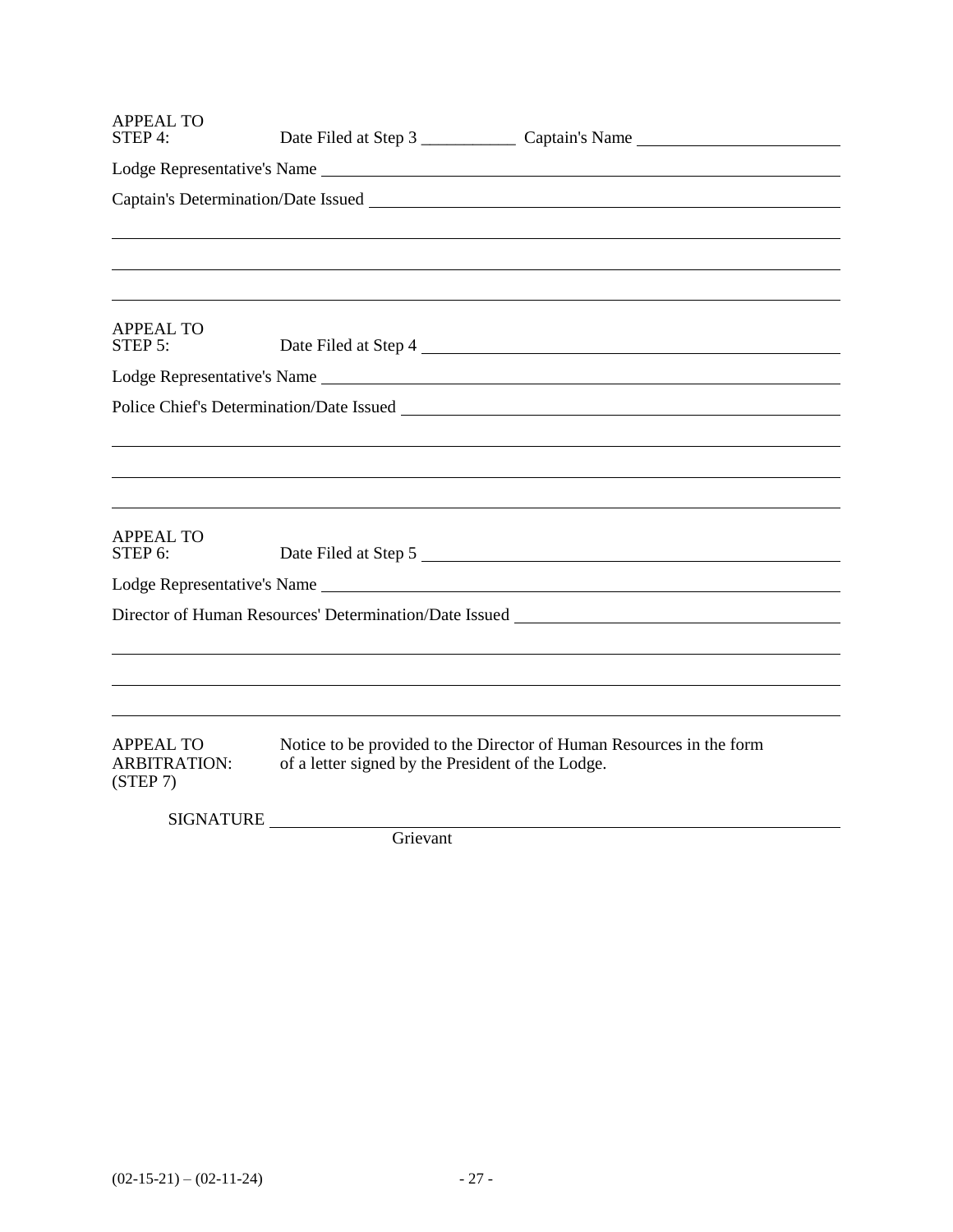APPEAL TO STEP 4: Date Filed at Step 3 ___________ Captain's Name ________________________

Lodge Representative's Name ________________________________________________________________

Captain's Determination/Date Issued __________________________________________________________

____________________________________________________________________________________________

____________________________________________________________________________________________

____________________________________________________________________________________________

APPEAL TO STEP 5: Date Filed at Step 4 ________________________________________________

Lodge Representative's Name ________________________________________________________________

Police Chief's Determination/Date Issued _____________________________________________________

____________________________________________________________________________________________

____________________________________________________________________________________________

____________________________________________________________________________________________

APPEAL TO STEP 6: Date Filed at Step 5 ________________________________________________

Lodge Representative's Name ________________________________________________________________

Director of Human Resources' Determination/Date Issued ______________________________________

____________________________________________________________________________________________

____________________________________________________________________________________________

____________________________________________________________________________________________

APPEAL TO ARBITRATION: (STEP 7) Notice to be provided to the Director of Human Resources in the form of a letter signed by the President of the Lodge.

SIGNATURE ___________________________________________________________________________

Grievant